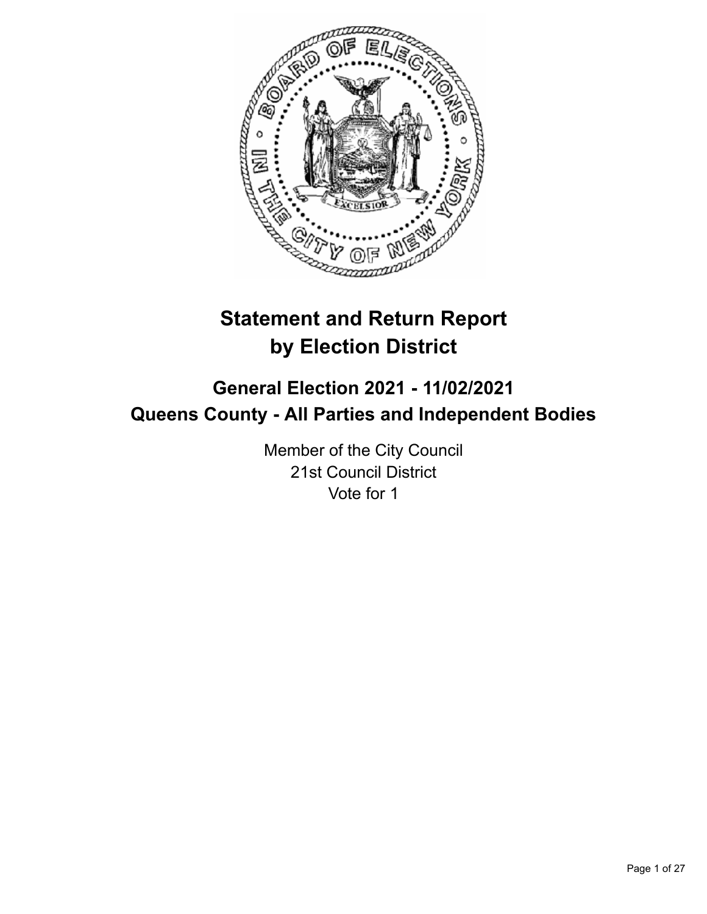# Statement and Return Report by Election District

## General Election 2021 - 11/02/2021
## Queens County - All Parties and Independent Bodies

Member of the City Council
21st Council District
Vote for 1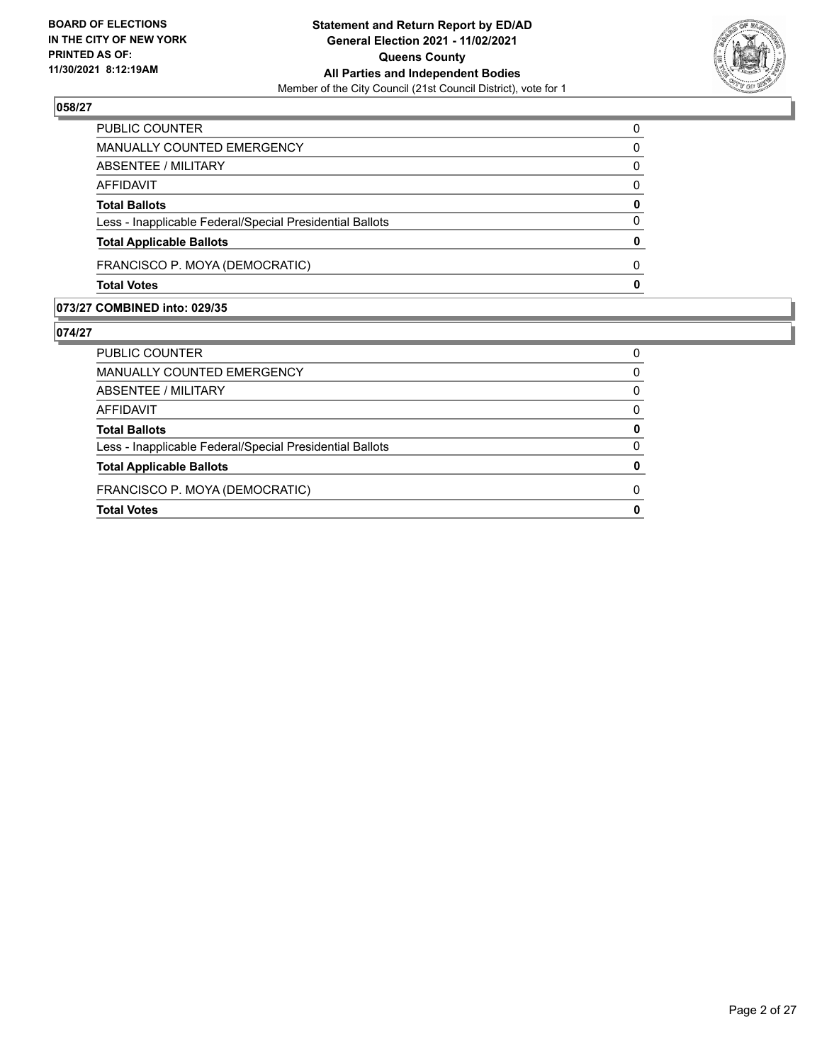## 058/27

| | |
|---|---|
| PUBLIC COUNTER | 0 |
| MANUALLY COUNTED EMERGENCY | 0 |
| ABSENTEE / MILITARY | 0 |
| AFFIDAVIT | 0 |
| **Total Ballots** | **0** |
| Less - Inapplicable Federal/Special Presidential Ballots | 0 |
| **Total Applicable Ballots** | **0** |
| FRANCISCO P. MOYA (DEMOCRATIC) | 0 |
| **Total Votes** | **0** |

## 073/27 COMBINED into: 029/35

## 074/27

| | |
|---|---|
| PUBLIC COUNTER | 0 |
| MANUALLY COUNTED EMERGENCY | 0 |
| ABSENTEE / MILITARY | 0 |
| AFFIDAVIT | 0 |
| **Total Ballots** | **0** |
| Less - Inapplicable Federal/Special Presidential Ballots | 0 |
| **Total Applicable Ballots** | **0** |
| FRANCISCO P. MOYA (DEMOCRATIC) | 0 |
| **Total Votes** | **0** |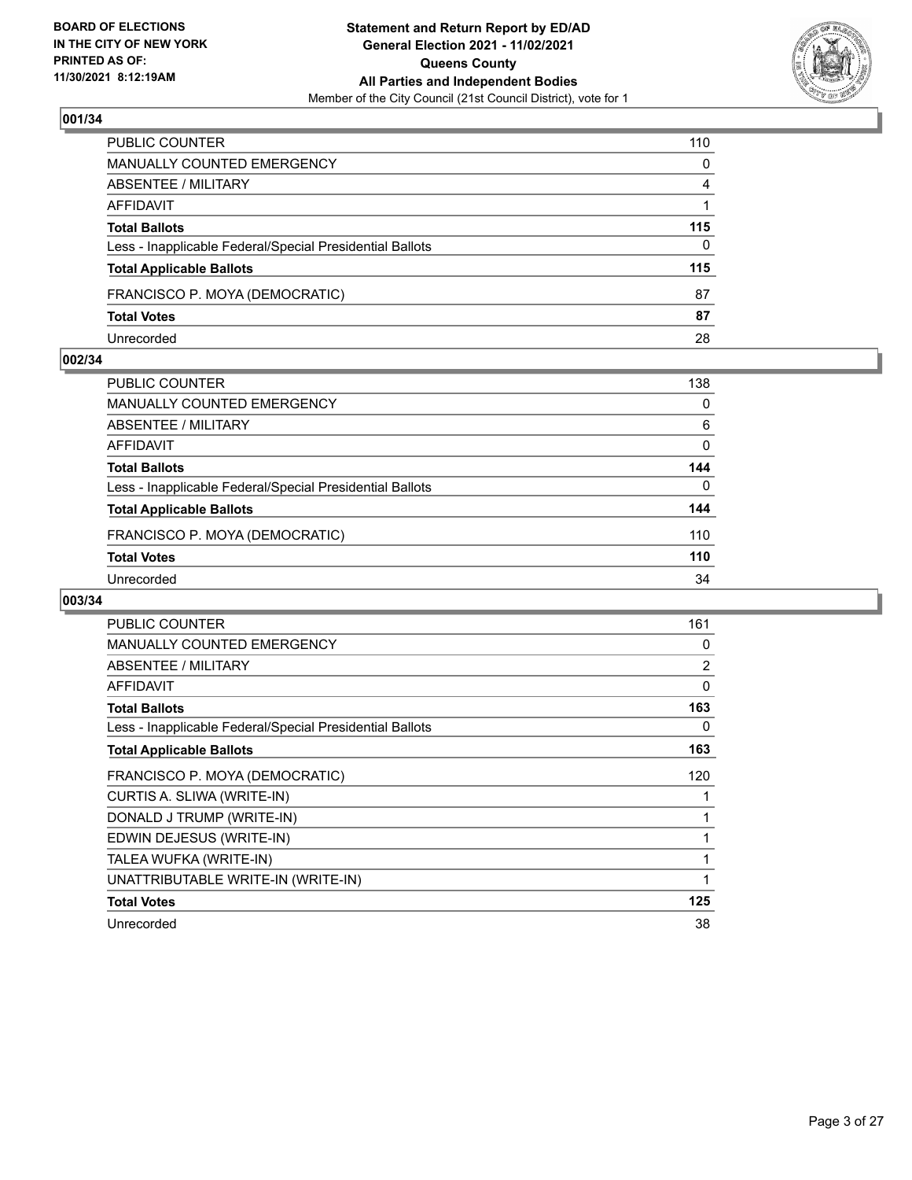**BOARD OF ELECTIONS IN THE CITY OF NEW YORK PRINTED AS OF: 11/30/2021 8:12:19AM**

**Statement and Return Report by ED/AD General Election 2021 - 11/02/2021 Queens County All Parties and Independent Bodies**
Member of the City Council (21st Council District), vote for 1

### 001/34

| | |
|---|---|
| PUBLIC COUNTER | 110 |
| MANUALLY COUNTED EMERGENCY | 0 |
| ABSENTEE / MILITARY | 4 |
| AFFIDAVIT | 1 |
| **Total Ballots** | **115** |
| Less - Inapplicable Federal/Special Presidential Ballots | 0 |
| **Total Applicable Ballots** | **115** |
| FRANCISCO P. MOYA (DEMOCRATIC) | 87 |
| **Total Votes** | **87** |
| Unrecorded | 28 |

### 002/34

| | |
|---|---|
| PUBLIC COUNTER | 138 |
| MANUALLY COUNTED EMERGENCY | 0 |
| ABSENTEE / MILITARY | 6 |
| AFFIDAVIT | 0 |
| **Total Ballots** | **144** |
| Less - Inapplicable Federal/Special Presidential Ballots | 0 |
| **Total Applicable Ballots** | **144** |
| FRANCISCO P. MOYA (DEMOCRATIC) | 110 |
| **Total Votes** | **110** |
| Unrecorded | 34 |

### 003/34

| | |
|---|---|
| PUBLIC COUNTER | 161 |
| MANUALLY COUNTED EMERGENCY | 0 |
| ABSENTEE / MILITARY | 2 |
| AFFIDAVIT | 0 |
| **Total Ballots** | **163** |
| Less - Inapplicable Federal/Special Presidential Ballots | 0 |
| **Total Applicable Ballots** | **163** |
| FRANCISCO P. MOYA (DEMOCRATIC) | 120 |
| CURTIS A. SLIWA (WRITE-IN) | 1 |
| DONALD J TRUMP (WRITE-IN) | 1 |
| EDWIN DEJESUS (WRITE-IN) | 1 |
| TALEA WUFKA (WRITE-IN) | 1 |
| UNATTRIBUTABLE WRITE-IN (WRITE-IN) | 1 |
| **Total Votes** | **125** |
| Unrecorded | 38 |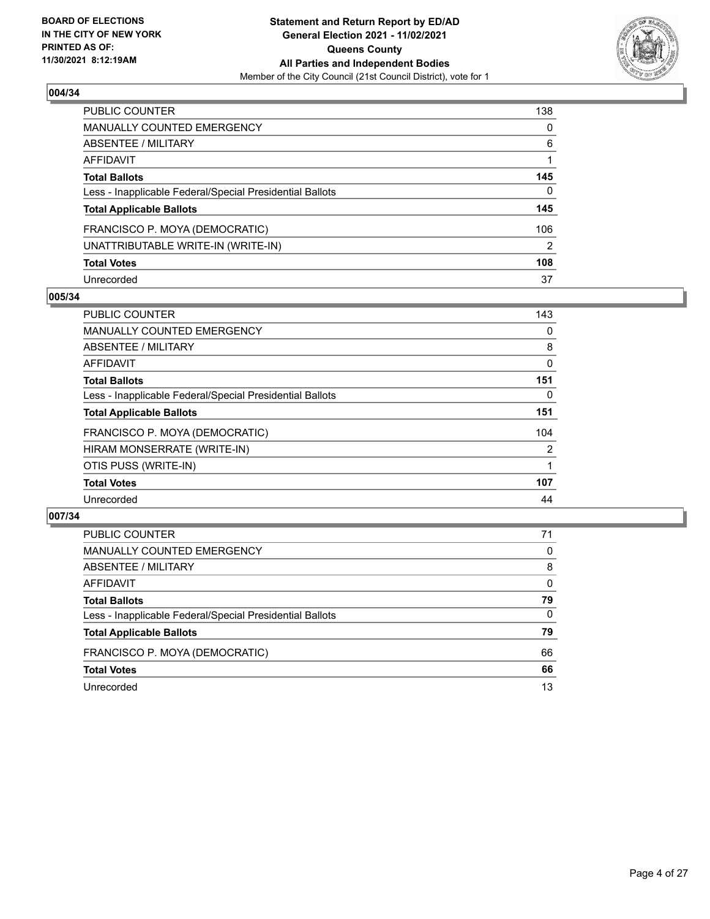**BOARD OF ELECTIONS IN THE CITY OF NEW YORK PRINTED AS OF: 11/30/2021 8:12:19AM**

**Statement and Return Report by ED/AD General Election 2021 - 11/02/2021 Queens County All Parties and Independent Bodies**
Member of the City Council (21st Council District), vote for 1

### 004/34

| | |
|---|---|
| PUBLIC COUNTER | 138 |
| MANUALLY COUNTED EMERGENCY | 0 |
| ABSENTEE / MILITARY | 6 |
| AFFIDAVIT | 1 |
| **Total Ballots** | **145** |
| Less - Inapplicable Federal/Special Presidential Ballots | 0 |
| **Total Applicable Ballots** | **145** |
| FRANCISCO P. MOYA (DEMOCRATIC) | 106 |
| UNATTRIBUTABLE WRITE-IN (WRITE-IN) | 2 |
| **Total Votes** | **108** |
| Unrecorded | 37 |

### 005/34

| | |
|---|---|
| PUBLIC COUNTER | 143 |
| MANUALLY COUNTED EMERGENCY | 0 |
| ABSENTEE / MILITARY | 8 |
| AFFIDAVIT | 0 |
| **Total Ballots** | **151** |
| Less - Inapplicable Federal/Special Presidential Ballots | 0 |
| **Total Applicable Ballots** | **151** |
| FRANCISCO P. MOYA (DEMOCRATIC) | 104 |
| HIRAM MONSERRATE (WRITE-IN) | 2 |
| OTIS PUSS (WRITE-IN) | 1 |
| **Total Votes** | **107** |
| Unrecorded | 44 |

### 007/34

| | |
|---|---|
| PUBLIC COUNTER | 71 |
| MANUALLY COUNTED EMERGENCY | 0 |
| ABSENTEE / MILITARY | 8 |
| AFFIDAVIT | 0 |
| **Total Ballots** | **79** |
| Less - Inapplicable Federal/Special Presidential Ballots | 0 |
| **Total Applicable Ballots** | **79** |
| FRANCISCO P. MOYA (DEMOCRATIC) | 66 |
| **Total Votes** | **66** |
| Unrecorded | 13 |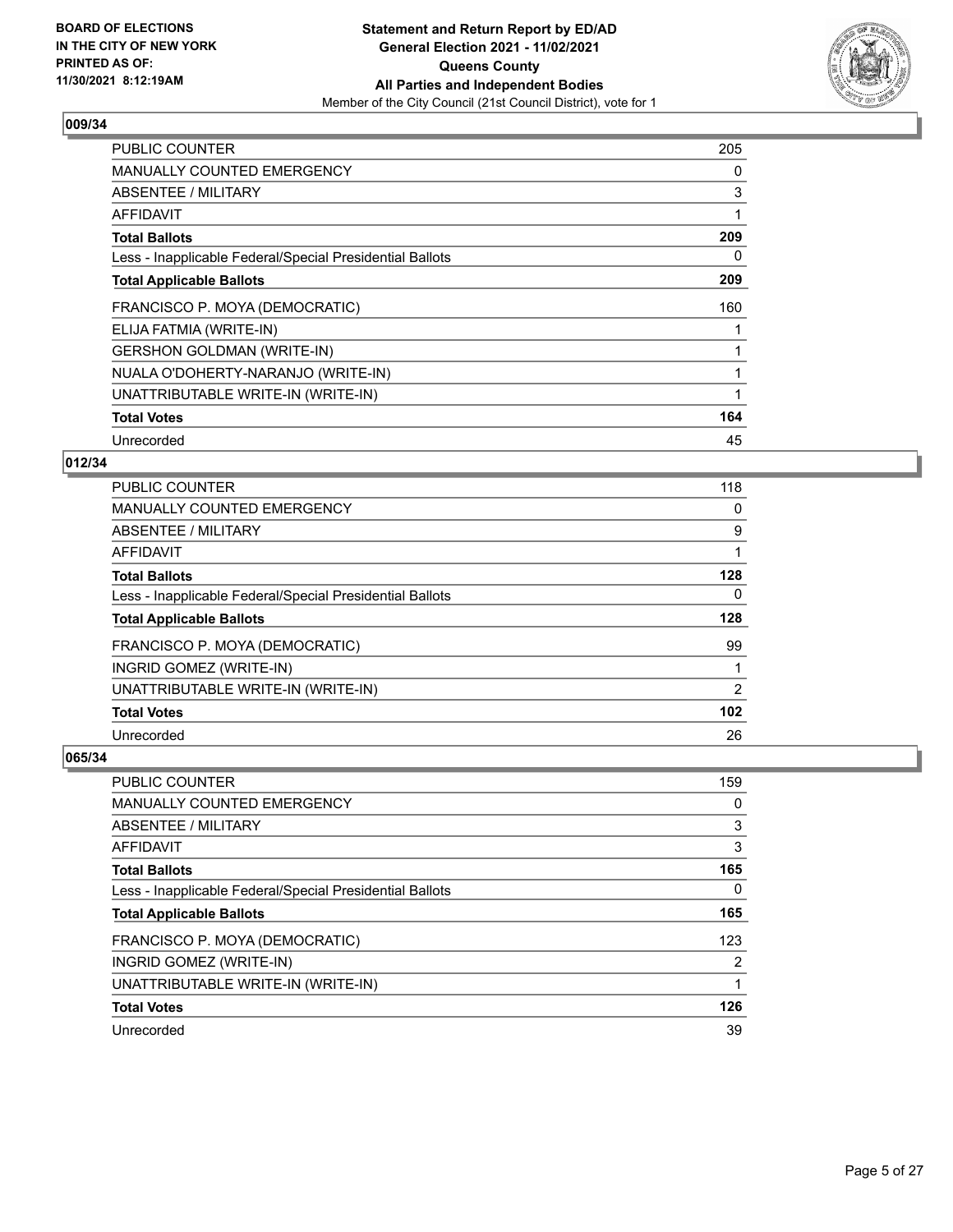## 009/34

| | |
|---|---|
| PUBLIC COUNTER | 205 |
| MANUALLY COUNTED EMERGENCY | 0 |
| ABSENTEE / MILITARY | 3 |
| AFFIDAVIT | 1 |
| **Total Ballots** | **209** |
| Less - Inapplicable Federal/Special Presidential Ballots | 0 |
| **Total Applicable Ballots** | **209** |
| FRANCISCO P. MOYA (DEMOCRATIC) | 160 |
| ELIJA FATMIA (WRITE-IN) | 1 |
| GERSHON GOLDMAN (WRITE-IN) | 1 |
| NUALA O'DOHERTY-NARANJO (WRITE-IN) | 1 |
| UNATTRIBUTABLE WRITE-IN (WRITE-IN) | 1 |
| **Total Votes** | **164** |
| Unrecorded | 45 |

## 012/34

| | |
|---|---|
| PUBLIC COUNTER | 118 |
| MANUALLY COUNTED EMERGENCY | 0 |
| ABSENTEE / MILITARY | 9 |
| AFFIDAVIT | 1 |
| **Total Ballots** | **128** |
| Less - Inapplicable Federal/Special Presidential Ballots | 0 |
| **Total Applicable Ballots** | **128** |
| FRANCISCO P. MOYA (DEMOCRATIC) | 99 |
| INGRID GOMEZ (WRITE-IN) | 1 |
| UNATTRIBUTABLE WRITE-IN (WRITE-IN) | 2 |
| **Total Votes** | **102** |
| Unrecorded | 26 |

## 065/34

| | |
|---|---|
| PUBLIC COUNTER | 159 |
| MANUALLY COUNTED EMERGENCY | 0 |
| ABSENTEE / MILITARY | 3 |
| AFFIDAVIT | 3 |
| **Total Ballots** | **165** |
| Less - Inapplicable Federal/Special Presidential Ballots | 0 |
| **Total Applicable Ballots** | **165** |
| FRANCISCO P. MOYA (DEMOCRATIC) | 123 |
| INGRID GOMEZ (WRITE-IN) | 2 |
| UNATTRIBUTABLE WRITE-IN (WRITE-IN) | 1 |
| **Total Votes** | **126** |
| Unrecorded | 39 |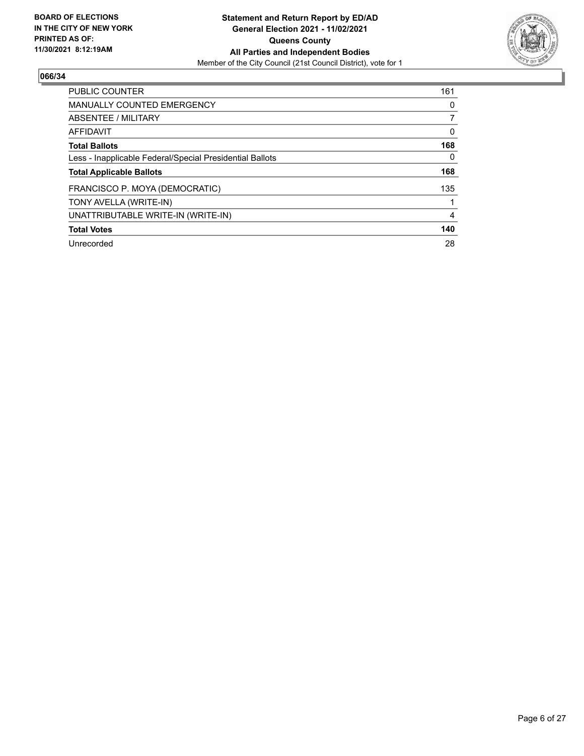**BOARD OF ELECTIONS IN THE CITY OF NEW YORK PRINTED AS OF: 11/30/2021 8:12:19AM**

**Statement and Return Report by ED/AD General Election 2021 - 11/02/2021 Queens County All Parties and Independent Bodies**
Member of the City Council (21st Council District), vote for 1

**066/34**

| | |
|---|---|
| PUBLIC COUNTER | 161 |
| MANUALLY COUNTED EMERGENCY | 0 |
| ABSENTEE / MILITARY | 7 |
| AFFIDAVIT | 0 |
| **Total Ballots** | **168** |
| Less - Inapplicable Federal/Special Presidential Ballots | 0 |
| **Total Applicable Ballots** | **168** |
| FRANCISCO P. MOYA (DEMOCRATIC) | 135 |
| TONY AVELLA (WRITE-IN) | 1 |
| UNATTRIBUTABLE WRITE-IN (WRITE-IN) | 4 |
| **Total Votes** | **140** |
| Unrecorded | 28 |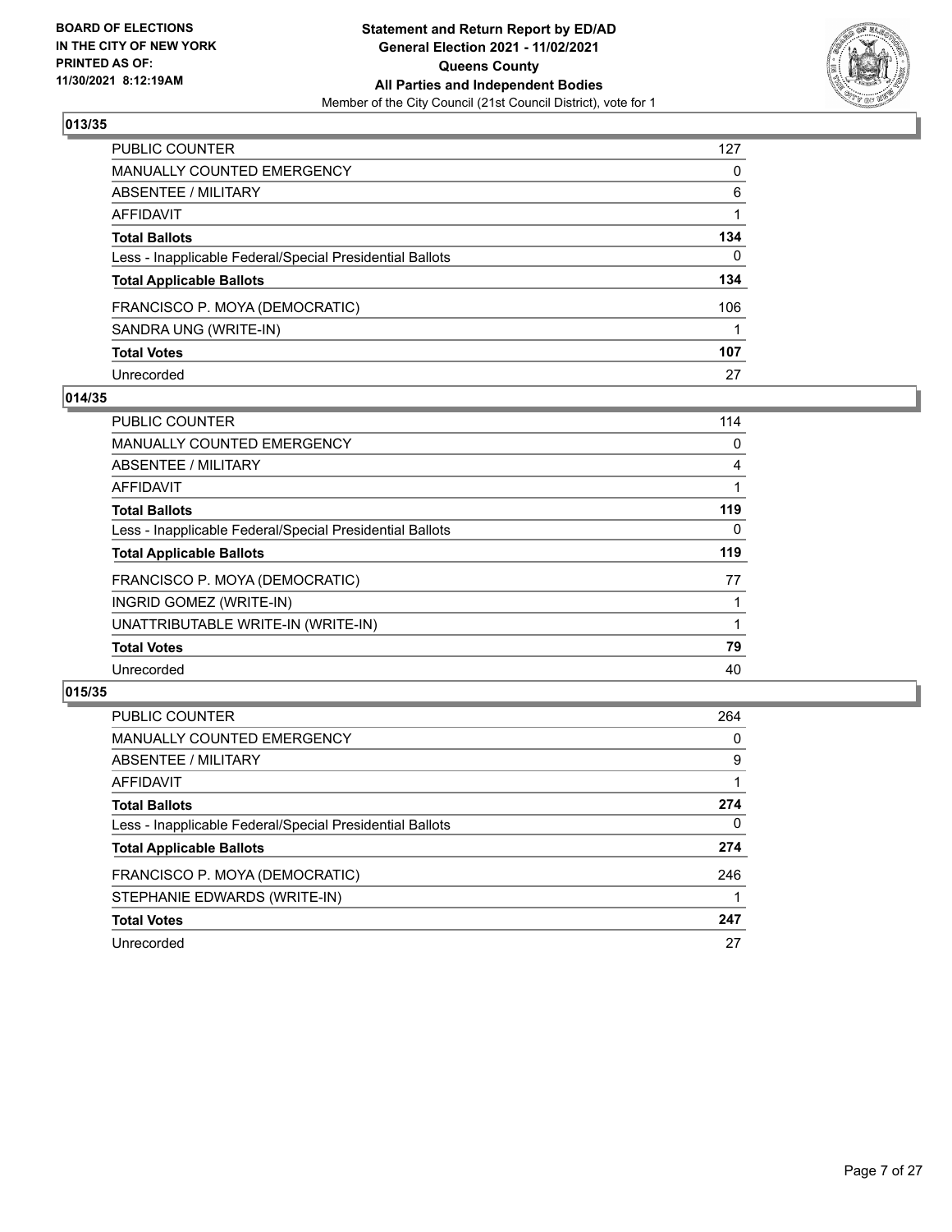## 013/35

| | |
|---|---|
| PUBLIC COUNTER | 127 |
| MANUALLY COUNTED EMERGENCY | 0 |
| ABSENTEE / MILITARY | 6 |
| AFFIDAVIT | 1 |
| **Total Ballots** | **134** |
| Less - Inapplicable Federal/Special Presidential Ballots | 0 |
| **Total Applicable Ballots** | **134** |
| FRANCISCO P. MOYA (DEMOCRATIC) | 106 |
| SANDRA UNG (WRITE-IN) | 1 |
| **Total Votes** | **107** |
| Unrecorded | 27 |

## 014/35

| | |
|---|---|
| PUBLIC COUNTER | 114 |
| MANUALLY COUNTED EMERGENCY | 0 |
| ABSENTEE / MILITARY | 4 |
| AFFIDAVIT | 1 |
| **Total Ballots** | **119** |
| Less - Inapplicable Federal/Special Presidential Ballots | 0 |
| **Total Applicable Ballots** | **119** |
| FRANCISCO P. MOYA (DEMOCRATIC) | 77 |
| INGRID GOMEZ (WRITE-IN) | 1 |
| UNATTRIBUTABLE WRITE-IN (WRITE-IN) | 1 |
| **Total Votes** | **79** |
| Unrecorded | 40 |

## 015/35

| | |
|---|---|
| PUBLIC COUNTER | 264 |
| MANUALLY COUNTED EMERGENCY | 0 |
| ABSENTEE / MILITARY | 9 |
| AFFIDAVIT | 1 |
| **Total Ballots** | **274** |
| Less - Inapplicable Federal/Special Presidential Ballots | 0 |
| **Total Applicable Ballots** | **274** |
| FRANCISCO P. MOYA (DEMOCRATIC) | 246 |
| STEPHANIE EDWARDS (WRITE-IN) | 1 |
| **Total Votes** | **247** |
| Unrecorded | 27 |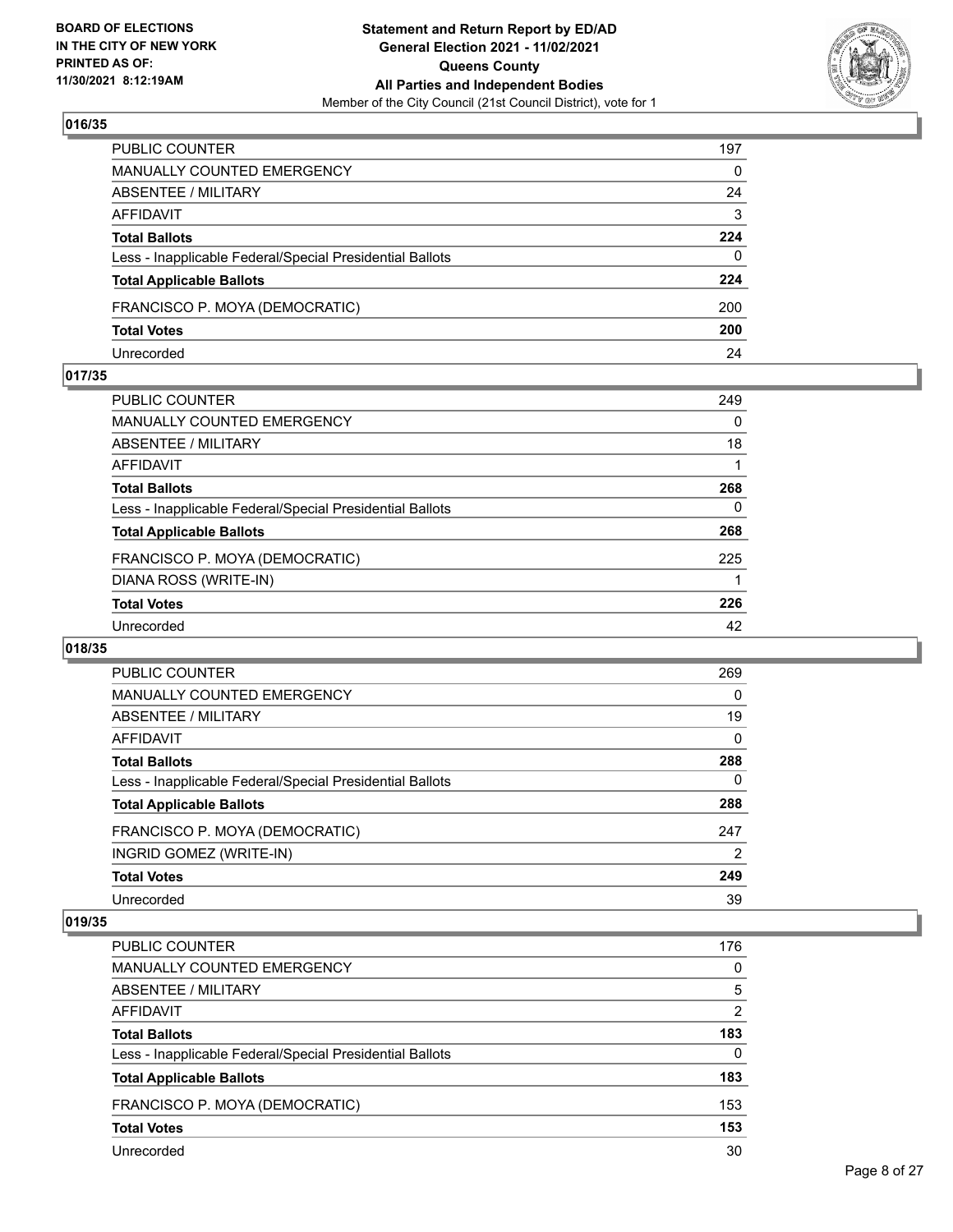## 016/35

| | |
|---|---|
| PUBLIC COUNTER | 197 |
| MANUALLY COUNTED EMERGENCY | 0 |
| ABSENTEE / MILITARY | 24 |
| AFFIDAVIT | 3 |
| **Total Ballots** | **224** |
| Less - Inapplicable Federal/Special Presidential Ballots | 0 |
| **Total Applicable Ballots** | **224** |
| FRANCISCO P. MOYA (DEMOCRATIC) | 200 |
| **Total Votes** | **200** |
| Unrecorded | 24 |

## 017/35

| | |
|---|---|
| PUBLIC COUNTER | 249 |
| MANUALLY COUNTED EMERGENCY | 0 |
| ABSENTEE / MILITARY | 18 |
| AFFIDAVIT | 1 |
| **Total Ballots** | **268** |
| Less - Inapplicable Federal/Special Presidential Ballots | 0 |
| **Total Applicable Ballots** | **268** |
| FRANCISCO P. MOYA (DEMOCRATIC) | 225 |
| DIANA ROSS (WRITE-IN) | 1 |
| **Total Votes** | **226** |
| Unrecorded | 42 |

## 018/35

| | |
|---|---|
| PUBLIC COUNTER | 269 |
| MANUALLY COUNTED EMERGENCY | 0 |
| ABSENTEE / MILITARY | 19 |
| AFFIDAVIT | 0 |
| **Total Ballots** | **288** |
| Less - Inapplicable Federal/Special Presidential Ballots | 0 |
| **Total Applicable Ballots** | **288** |
| FRANCISCO P. MOYA (DEMOCRATIC) | 247 |
| INGRID GOMEZ (WRITE-IN) | 2 |
| **Total Votes** | **249** |
| Unrecorded | 39 |

## 019/35

| | |
|---|---|
| PUBLIC COUNTER | 176 |
| MANUALLY COUNTED EMERGENCY | 0 |
| ABSENTEE / MILITARY | 5 |
| AFFIDAVIT | 2 |
| **Total Ballots** | **183** |
| Less - Inapplicable Federal/Special Presidential Ballots | 0 |
| **Total Applicable Ballots** | **183** |
| FRANCISCO P. MOYA (DEMOCRATIC) | 153 |
| **Total Votes** | **153** |
| Unrecorded | 30 |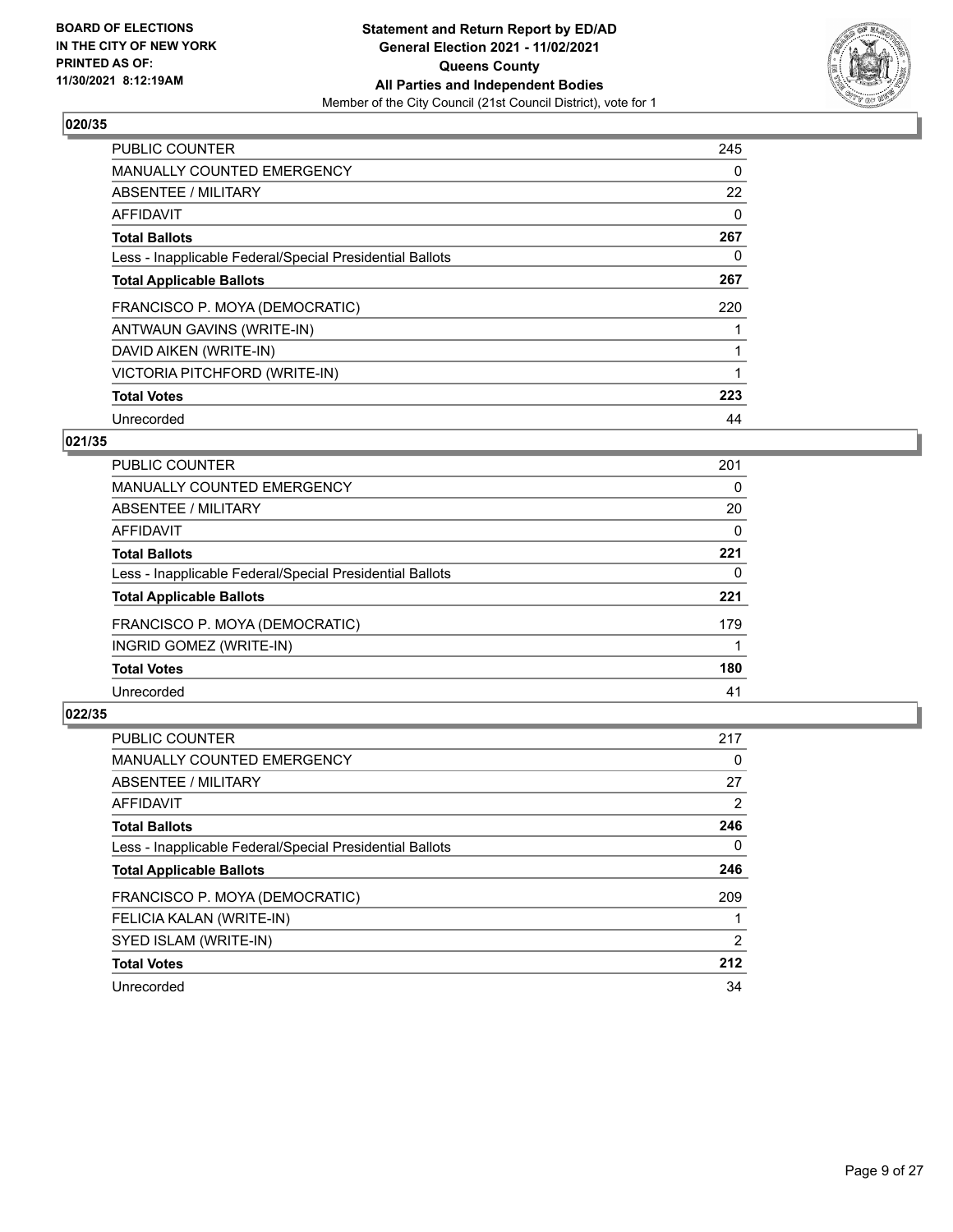**BOARD OF ELECTIONS IN THE CITY OF NEW YORK PRINTED AS OF: 11/30/2021 8:12:19AM**

**Statement and Return Report by ED/AD General Election 2021 - 11/02/2021 Queens County All Parties and Independent Bodies**
Member of the City Council (21st Council District), vote for 1

## 020/35

| | |
|---|---|
| PUBLIC COUNTER | 245 |
| MANUALLY COUNTED EMERGENCY | 0 |
| ABSENTEE / MILITARY | 22 |
| AFFIDAVIT | 0 |
| **Total Ballots** | **267** |
| Less - Inapplicable Federal/Special Presidential Ballots | 0 |
| **Total Applicable Ballots** | **267** |
| FRANCISCO P. MOYA (DEMOCRATIC) | 220 |
| ANTWAUN GAVINS (WRITE-IN) | 1 |
| DAVID AIKEN (WRITE-IN) | 1 |
| VICTORIA PITCHFORD (WRITE-IN) | 1 |
| **Total Votes** | **223** |
| Unrecorded | 44 |

## 021/35

| | |
|---|---|
| PUBLIC COUNTER | 201 |
| MANUALLY COUNTED EMERGENCY | 0 |
| ABSENTEE / MILITARY | 20 |
| AFFIDAVIT | 0 |
| **Total Ballots** | **221** |
| Less - Inapplicable Federal/Special Presidential Ballots | 0 |
| **Total Applicable Ballots** | **221** |
| FRANCISCO P. MOYA (DEMOCRATIC) | 179 |
| INGRID GOMEZ (WRITE-IN) | 1 |
| **Total Votes** | **180** |
| Unrecorded | 41 |

## 022/35

| | |
|---|---|
| PUBLIC COUNTER | 217 |
| MANUALLY COUNTED EMERGENCY | 0 |
| ABSENTEE / MILITARY | 27 |
| AFFIDAVIT | 2 |
| **Total Ballots** | **246** |
| Less - Inapplicable Federal/Special Presidential Ballots | 0 |
| **Total Applicable Ballots** | **246** |
| FRANCISCO P. MOYA (DEMOCRATIC) | 209 |
| FELICIA KALAN (WRITE-IN) | 1 |
| SYED ISLAM (WRITE-IN) | 2 |
| **Total Votes** | **212** |
| Unrecorded | 34 |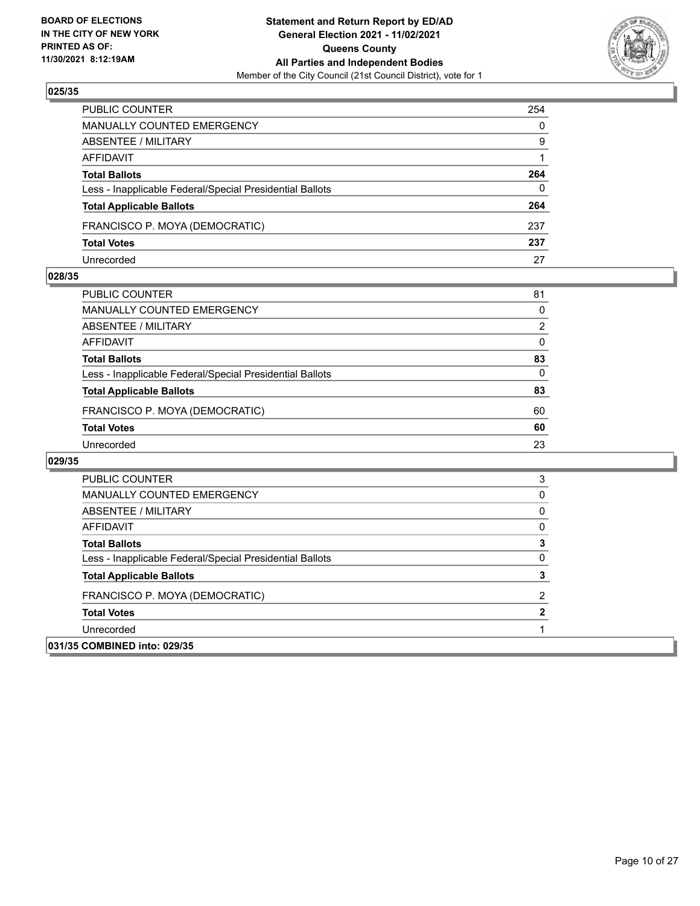## 025/35

| | |
|---|---|
| PUBLIC COUNTER | 254 |
| MANUALLY COUNTED EMERGENCY | 0 |
| ABSENTEE / MILITARY | 9 |
| AFFIDAVIT | 1 |
| **Total Ballots** | **264** |
| Less - Inapplicable Federal/Special Presidential Ballots | 0 |
| **Total Applicable Ballots** | **264** |
| FRANCISCO P. MOYA (DEMOCRATIC) | 237 |
| **Total Votes** | **237** |
| Unrecorded | 27 |

## 028/35

| | |
|---|---|
| PUBLIC COUNTER | 81 |
| MANUALLY COUNTED EMERGENCY | 0 |
| ABSENTEE / MILITARY | 2 |
| AFFIDAVIT | 0 |
| **Total Ballots** | **83** |
| Less - Inapplicable Federal/Special Presidential Ballots | 0 |
| **Total Applicable Ballots** | **83** |
| FRANCISCO P. MOYA (DEMOCRATIC) | 60 |
| **Total Votes** | **60** |
| Unrecorded | 23 |

## 029/35

| | |
|---|---|
| PUBLIC COUNTER | 3 |
| MANUALLY COUNTED EMERGENCY | 0 |
| ABSENTEE / MILITARY | 0 |
| AFFIDAVIT | 0 |
| **Total Ballots** | **3** |
| Less - Inapplicable Federal/Special Presidential Ballots | 0 |
| **Total Applicable Ballots** | **3** |
| FRANCISCO P. MOYA (DEMOCRATIC) | 2 |
| **Total Votes** | **2** |
| Unrecorded | 1 |

## 031/35 COMBINED into: 029/35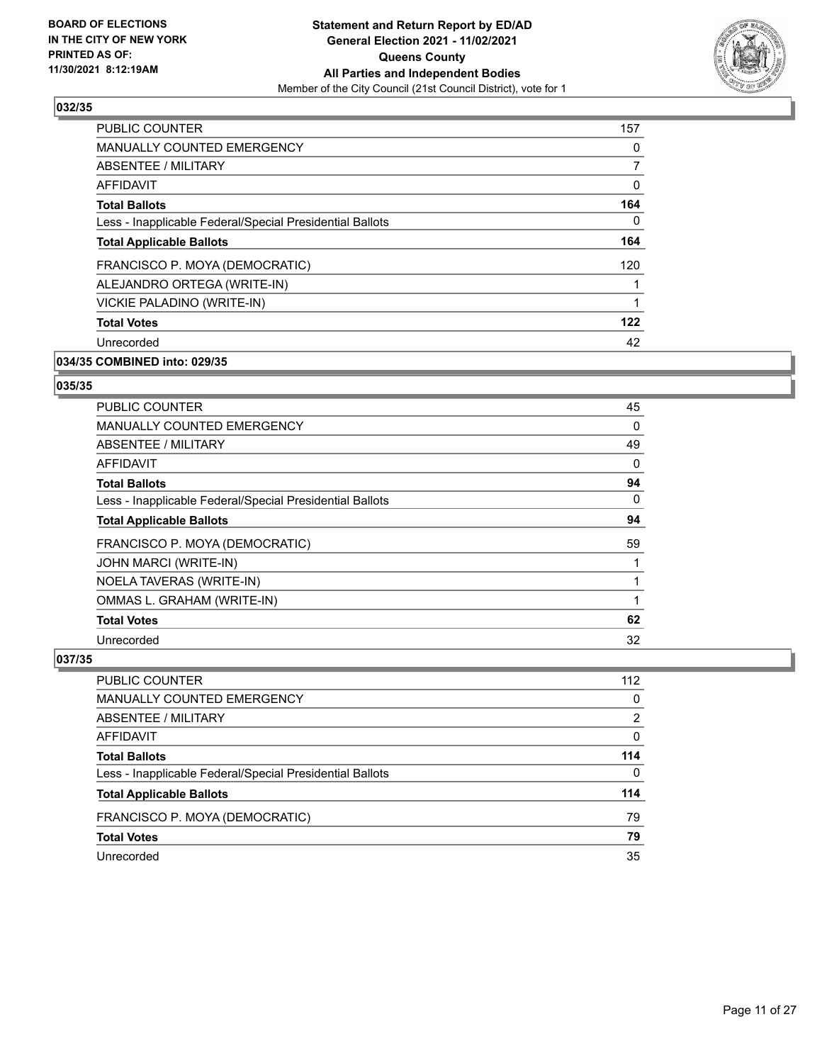**BOARD OF ELECTIONS IN THE CITY OF NEW YORK PRINTED AS OF: 11/30/2021 8:12:19AM**

**Statement and Return Report by ED/AD General Election 2021 - 11/02/2021 Queens County All Parties and Independent Bodies**

Member of the City Council (21st Council District), vote for 1

### 032/35

| | |
|---|---|
| PUBLIC COUNTER | 157 |
| MANUALLY COUNTED EMERGENCY | 0 |
| ABSENTEE / MILITARY | 7 |
| AFFIDAVIT | 0 |
| **Total Ballots** | **164** |
| Less - Inapplicable Federal/Special Presidential Ballots | 0 |
| **Total Applicable Ballots** | **164** |
| FRANCISCO P. MOYA (DEMOCRATIC) | 120 |
| ALEJANDRO ORTEGA (WRITE-IN) | 1 |
| VICKIE PALADINO (WRITE-IN) | 1 |
| **Total Votes** | **122** |
| Unrecorded | 42 |

### 034/35 COMBINED into: 029/35

### 035/35

| | |
|---|---|
| PUBLIC COUNTER | 45 |
| MANUALLY COUNTED EMERGENCY | 0 |
| ABSENTEE / MILITARY | 49 |
| AFFIDAVIT | 0 |
| **Total Ballots** | **94** |
| Less - Inapplicable Federal/Special Presidential Ballots | 0 |
| **Total Applicable Ballots** | **94** |
| FRANCISCO P. MOYA (DEMOCRATIC) | 59 |
| JOHN MARCI (WRITE-IN) | 1 |
| NOELA TAVERAS (WRITE-IN) | 1 |
| OMMAS L. GRAHAM (WRITE-IN) | 1 |
| **Total Votes** | **62** |
| Unrecorded | 32 |

### 037/35

| | |
|---|---|
| PUBLIC COUNTER | 112 |
| MANUALLY COUNTED EMERGENCY | 0 |
| ABSENTEE / MILITARY | 2 |
| AFFIDAVIT | 0 |
| **Total Ballots** | **114** |
| Less - Inapplicable Federal/Special Presidential Ballots | 0 |
| **Total Applicable Ballots** | **114** |
| FRANCISCO P. MOYA (DEMOCRATIC) | 79 |
| **Total Votes** | **79** |
| Unrecorded | 35 |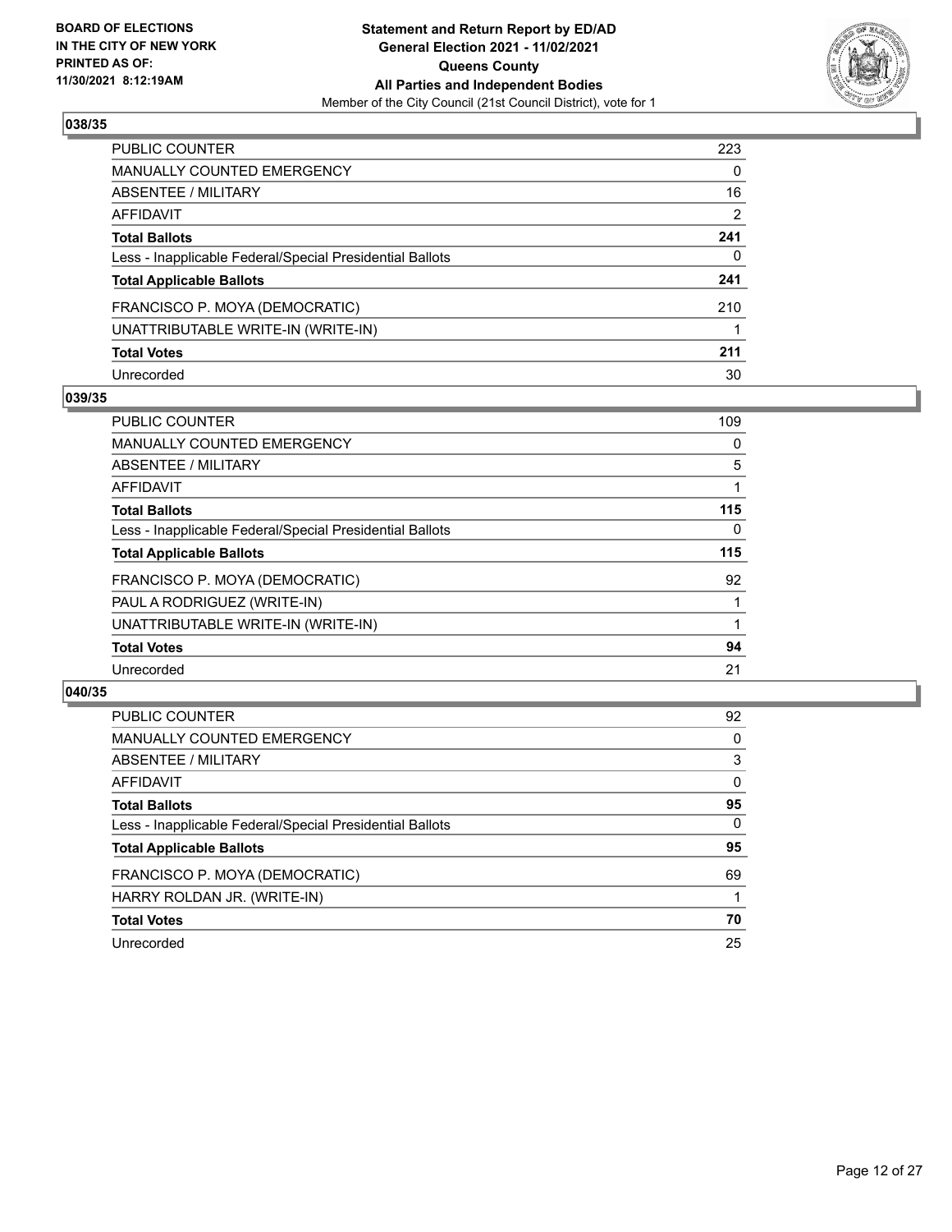BOARD OF ELECTIONS
IN THE CITY OF NEW YORK
PRINTED AS OF:
11/30/2021 8:12:19AM

**Statement and Return Report by ED/AD**
**General Election 2021 - 11/02/2021**
**Queens County**
**All Parties and Independent Bodies**
Member of the City Council (21st Council District), vote for 1

### 038/35

| | |
|---|---|
| PUBLIC COUNTER | 223 |
| MANUALLY COUNTED EMERGENCY | 0 |
| ABSENTEE / MILITARY | 16 |
| AFFIDAVIT | 2 |
| **Total Ballots** | **241** |
| Less - Inapplicable Federal/Special Presidential Ballots | 0 |
| **Total Applicable Ballots** | **241** |
| FRANCISCO P. MOYA (DEMOCRATIC) | 210 |
| UNATTRIBUTABLE WRITE-IN (WRITE-IN) | 1 |
| **Total Votes** | **211** |
| Unrecorded | 30 |

### 039/35

| | |
|---|---|
| PUBLIC COUNTER | 109 |
| MANUALLY COUNTED EMERGENCY | 0 |
| ABSENTEE / MILITARY | 5 |
| AFFIDAVIT | 1 |
| **Total Ballots** | **115** |
| Less - Inapplicable Federal/Special Presidential Ballots | 0 |
| **Total Applicable Ballots** | **115** |
| FRANCISCO P. MOYA (DEMOCRATIC) | 92 |
| PAUL A RODRIGUEZ (WRITE-IN) | 1 |
| UNATTRIBUTABLE WRITE-IN (WRITE-IN) | 1 |
| **Total Votes** | **94** |
| Unrecorded | 21 |

### 040/35

| | |
|---|---|
| PUBLIC COUNTER | 92 |
| MANUALLY COUNTED EMERGENCY | 0 |
| ABSENTEE / MILITARY | 3 |
| AFFIDAVIT | 0 |
| **Total Ballots** | **95** |
| Less - Inapplicable Federal/Special Presidential Ballots | 0 |
| **Total Applicable Ballots** | **95** |
| FRANCISCO P. MOYA (DEMOCRATIC) | 69 |
| HARRY ROLDAN JR. (WRITE-IN) | 1 |
| **Total Votes** | **70** |
| Unrecorded | 25 |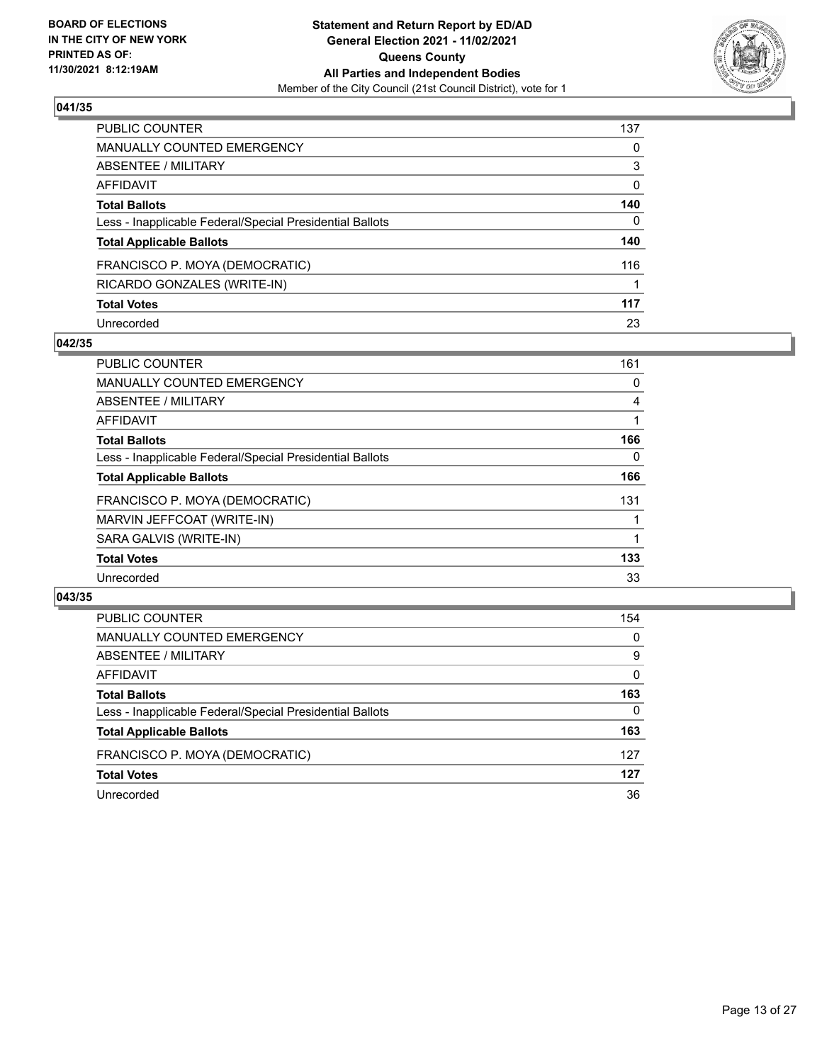BOARD OF ELECTIONS
IN THE CITY OF NEW YORK
PRINTED AS OF:
11/30/2021 8:12:19AM

**Statement and Return Report by ED/AD**
**General Election 2021 - 11/02/2021**
**Queens County**
**All Parties and Independent Bodies**
Member of the City Council (21st Council District), vote for 1

## 041/35

| | |
|---|---|
| PUBLIC COUNTER | 137 |
| MANUALLY COUNTED EMERGENCY | 0 |
| ABSENTEE / MILITARY | 3 |
| AFFIDAVIT | 0 |
| **Total Ballots** | **140** |
| Less - Inapplicable Federal/Special Presidential Ballots | 0 |
| **Total Applicable Ballots** | **140** |
| FRANCISCO P. MOYA (DEMOCRATIC) | 116 |
| RICARDO GONZALES (WRITE-IN) | 1 |
| **Total Votes** | **117** |
| Unrecorded | 23 |

## 042/35

| | |
|---|---|
| PUBLIC COUNTER | 161 |
| MANUALLY COUNTED EMERGENCY | 0 |
| ABSENTEE / MILITARY | 4 |
| AFFIDAVIT | 1 |
| **Total Ballots** | **166** |
| Less - Inapplicable Federal/Special Presidential Ballots | 0 |
| **Total Applicable Ballots** | **166** |
| FRANCISCO P. MOYA (DEMOCRATIC) | 131 |
| MARVIN JEFFCOAT (WRITE-IN) | 1 |
| SARA GALVIS (WRITE-IN) | 1 |
| **Total Votes** | **133** |
| Unrecorded | 33 |

## 043/35

| | |
|---|---|
| PUBLIC COUNTER | 154 |
| MANUALLY COUNTED EMERGENCY | 0 |
| ABSENTEE / MILITARY | 9 |
| AFFIDAVIT | 0 |
| **Total Ballots** | **163** |
| Less - Inapplicable Federal/Special Presidential Ballots | 0 |
| **Total Applicable Ballots** | **163** |
| FRANCISCO P. MOYA (DEMOCRATIC) | 127 |
| **Total Votes** | **127** |
| Unrecorded | 36 |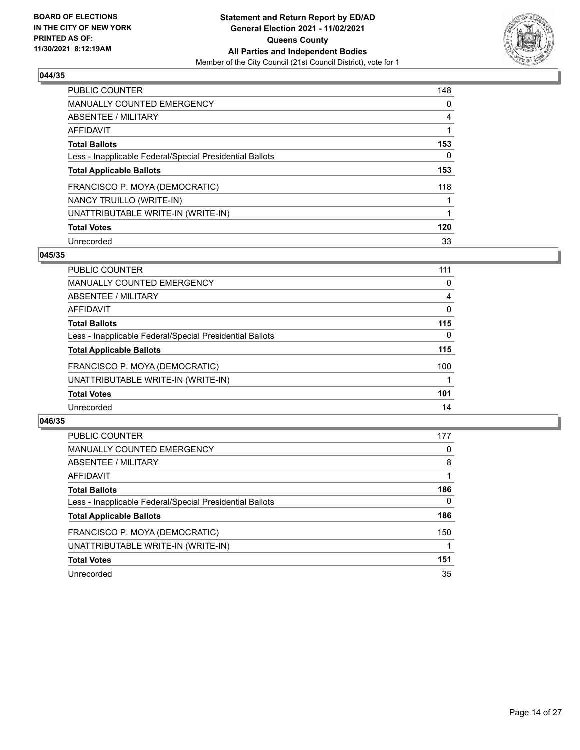**BOARD OF ELECTIONS IN THE CITY OF NEW YORK PRINTED AS OF: 11/30/2021 8:12:19AM**

**Statement and Return Report by ED/AD General Election 2021 - 11/02/2021 Queens County All Parties and Independent Bodies**
Member of the City Council (21st Council District), vote for 1

### 044/35

| | |
|---|---|
| PUBLIC COUNTER | 148 |
| MANUALLY COUNTED EMERGENCY | 0 |
| ABSENTEE / MILITARY | 4 |
| AFFIDAVIT | 1 |
| **Total Ballots** | **153** |
| Less - Inapplicable Federal/Special Presidential Ballots | 0 |
| **Total Applicable Ballots** | **153** |
| FRANCISCO P. MOYA (DEMOCRATIC) | 118 |
| NANCY TRUILLO (WRITE-IN) | 1 |
| UNATTRIBUTABLE WRITE-IN (WRITE-IN) | 1 |
| **Total Votes** | **120** |
| Unrecorded | 33 |

### 045/35

| | |
|---|---|
| PUBLIC COUNTER | 111 |
| MANUALLY COUNTED EMERGENCY | 0 |
| ABSENTEE / MILITARY | 4 |
| AFFIDAVIT | 0 |
| **Total Ballots** | **115** |
| Less - Inapplicable Federal/Special Presidential Ballots | 0 |
| **Total Applicable Ballots** | **115** |
| FRANCISCO P. MOYA (DEMOCRATIC) | 100 |
| UNATTRIBUTABLE WRITE-IN (WRITE-IN) | 1 |
| **Total Votes** | **101** |
| Unrecorded | 14 |

### 046/35

| | |
|---|---|
| PUBLIC COUNTER | 177 |
| MANUALLY COUNTED EMERGENCY | 0 |
| ABSENTEE / MILITARY | 8 |
| AFFIDAVIT | 1 |
| **Total Ballots** | **186** |
| Less - Inapplicable Federal/Special Presidential Ballots | 0 |
| **Total Applicable Ballots** | **186** |
| FRANCISCO P. MOYA (DEMOCRATIC) | 150 |
| UNATTRIBUTABLE WRITE-IN (WRITE-IN) | 1 |
| **Total Votes** | **151** |
| Unrecorded | 35 |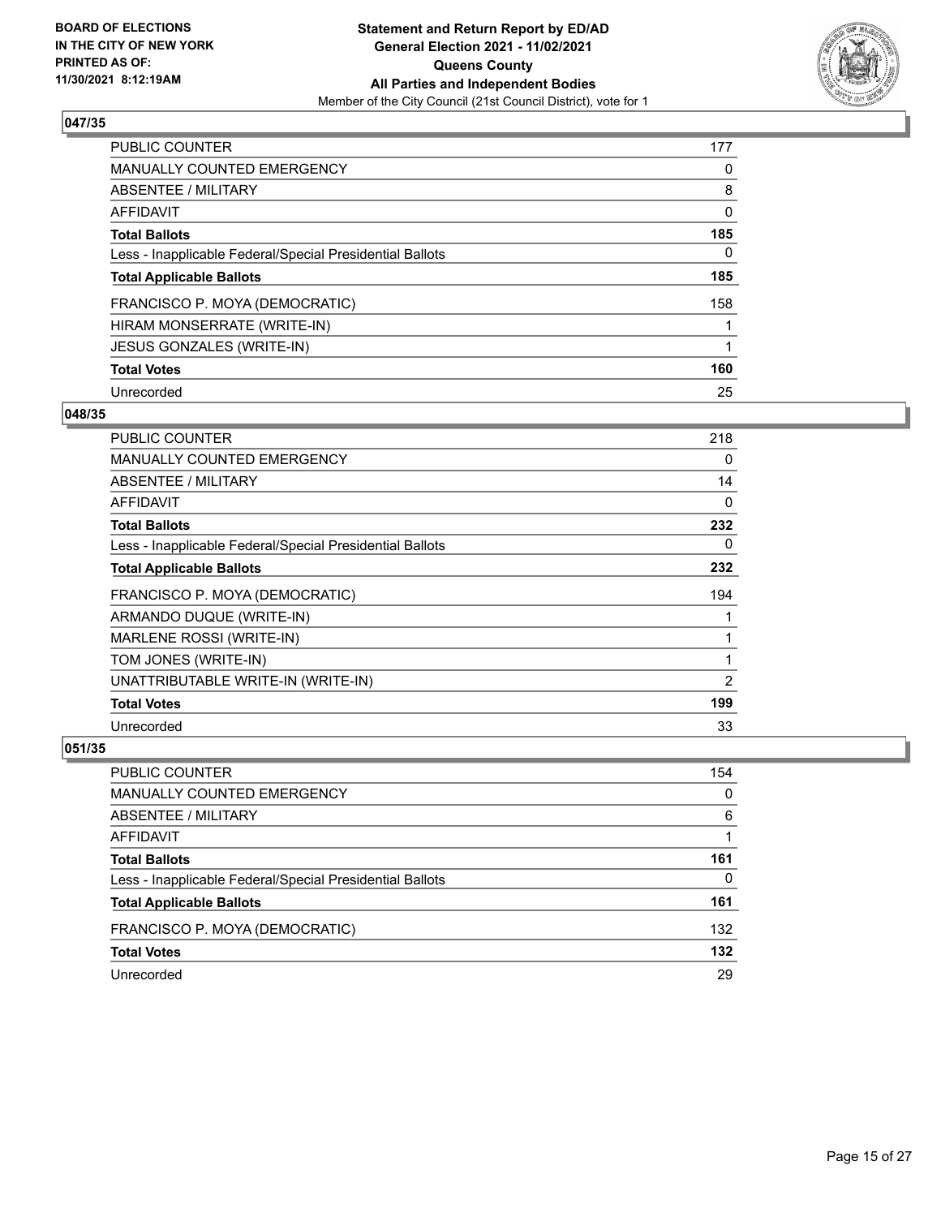**BOARD OF ELECTIONS IN THE CITY OF NEW YORK PRINTED AS OF: 11/30/2021 8:12:19AM**

**Statement and Return Report by ED/AD General Election 2021 - 11/02/2021 Queens County All Parties and Independent Bodies**

Member of the City Council (21st Council District), vote for 1

## 047/35

| | |
|---|---|
| PUBLIC COUNTER | 177 |
| MANUALLY COUNTED EMERGENCY | 0 |
| ABSENTEE / MILITARY | 8 |
| AFFIDAVIT | 0 |
| **Total Ballots** | **185** |
| Less - Inapplicable Federal/Special Presidential Ballots | 0 |
| **Total Applicable Ballots** | **185** |
| FRANCISCO P. MOYA (DEMOCRATIC) | 158 |
| HIRAM MONSERRATE (WRITE-IN) | 1 |
| JESUS GONZALES (WRITE-IN) | 1 |
| **Total Votes** | **160** |
| Unrecorded | 25 |

## 048/35

| | |
|---|---|
| PUBLIC COUNTER | 218 |
| MANUALLY COUNTED EMERGENCY | 0 |
| ABSENTEE / MILITARY | 14 |
| AFFIDAVIT | 0 |
| **Total Ballots** | **232** |
| Less - Inapplicable Federal/Special Presidential Ballots | 0 |
| **Total Applicable Ballots** | **232** |
| FRANCISCO P. MOYA (DEMOCRATIC) | 194 |
| ARMANDO DUQUE (WRITE-IN) | 1 |
| MARLENE ROSSI (WRITE-IN) | 1 |
| TOM JONES (WRITE-IN) | 1 |
| UNATTRIBUTABLE WRITE-IN (WRITE-IN) | 2 |
| **Total Votes** | **199** |
| Unrecorded | 33 |

## 051/35

| | |
|---|---|
| PUBLIC COUNTER | 154 |
| MANUALLY COUNTED EMERGENCY | 0 |
| ABSENTEE / MILITARY | 6 |
| AFFIDAVIT | 1 |
| **Total Ballots** | **161** |
| Less - Inapplicable Federal/Special Presidential Ballots | 0 |
| **Total Applicable Ballots** | **161** |
| FRANCISCO P. MOYA (DEMOCRATIC) | 132 |
| **Total Votes** | **132** |
| Unrecorded | 29 |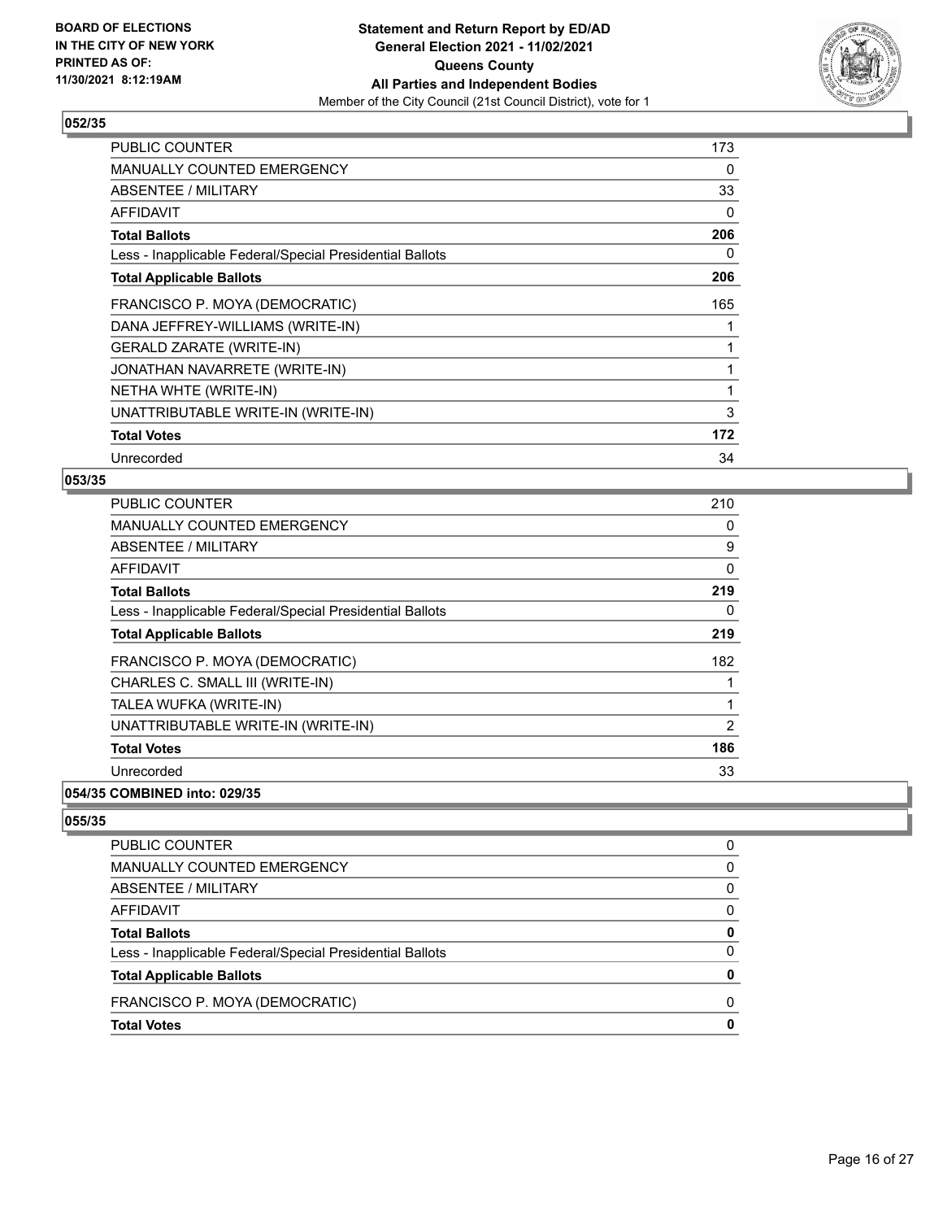### 052/35

| | |
|---|---|
| PUBLIC COUNTER | 173 |
| MANUALLY COUNTED EMERGENCY | 0 |
| ABSENTEE / MILITARY | 33 |
| AFFIDAVIT | 0 |
| **Total Ballots** | **206** |
| Less - Inapplicable Federal/Special Presidential Ballots | 0 |
| **Total Applicable Ballots** | **206** |
| FRANCISCO P. MOYA (DEMOCRATIC) | 165 |
| DANA JEFFREY-WILLIAMS (WRITE-IN) | 1 |
| GERALD ZARATE (WRITE-IN) | 1 |
| JONATHAN NAVARRETE (WRITE-IN) | 1 |
| NETHA WHTE (WRITE-IN) | 1 |
| UNATTRIBUTABLE WRITE-IN (WRITE-IN) | 3 |
| **Total Votes** | **172** |
| Unrecorded | 34 |

### 053/35

| | |
|---|---|
| PUBLIC COUNTER | 210 |
| MANUALLY COUNTED EMERGENCY | 0 |
| ABSENTEE / MILITARY | 9 |
| AFFIDAVIT | 0 |
| **Total Ballots** | **219** |
| Less - Inapplicable Federal/Special Presidential Ballots | 0 |
| **Total Applicable Ballots** | **219** |
| FRANCISCO P. MOYA (DEMOCRATIC) | 182 |
| CHARLES C. SMALL III (WRITE-IN) | 1 |
| TALEA WUFKA (WRITE-IN) | 1 |
| UNATTRIBUTABLE WRITE-IN (WRITE-IN) | 2 |
| **Total Votes** | **186** |
| Unrecorded | 33 |

### 054/35 COMBINED into: 029/35

### 055/35

| | |
|---|---|
| PUBLIC COUNTER | 0 |
| MANUALLY COUNTED EMERGENCY | 0 |
| ABSENTEE / MILITARY | 0 |
| AFFIDAVIT | 0 |
| **Total Ballots** | **0** |
| Less - Inapplicable Federal/Special Presidential Ballots | 0 |
| **Total Applicable Ballots** | **0** |
| FRANCISCO P. MOYA (DEMOCRATIC) | 0 |
| **Total Votes** | **0** |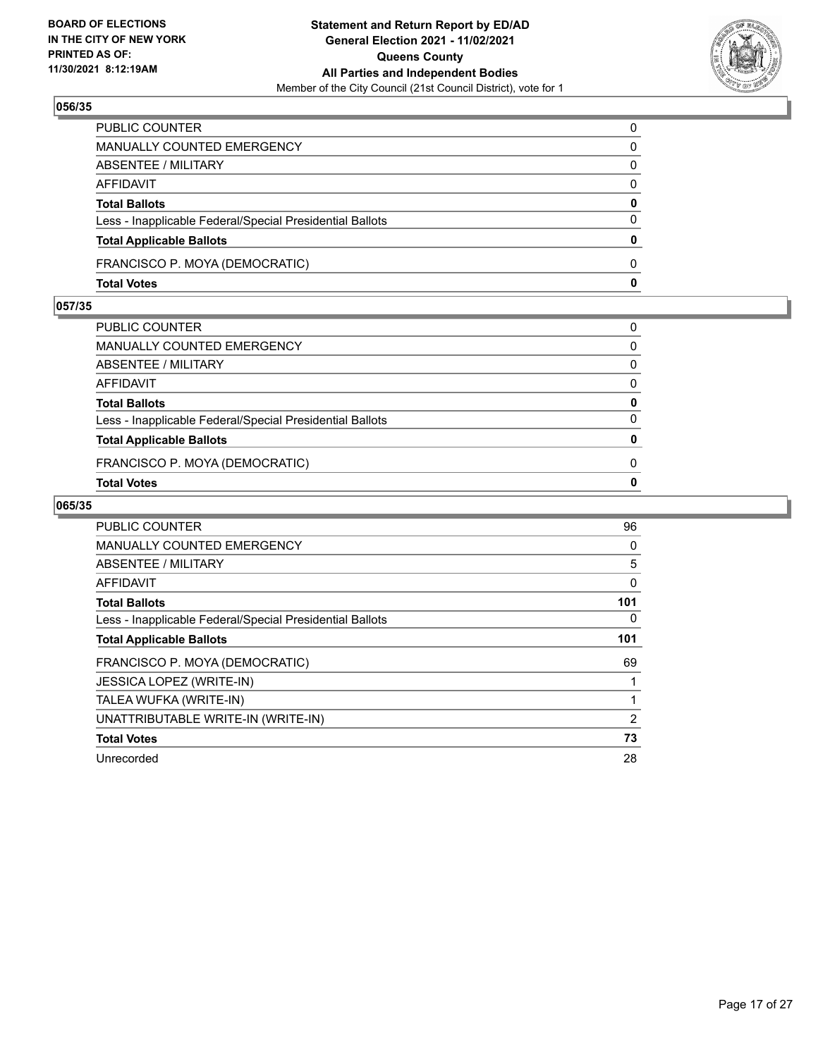## 056/35

| | |
|---|---|
| PUBLIC COUNTER | 0 |
| MANUALLY COUNTED EMERGENCY | 0 |
| ABSENTEE / MILITARY | 0 |
| AFFIDAVIT | 0 |
| **Total Ballots** | **0** |
| Less - Inapplicable Federal/Special Presidential Ballots | 0 |
| **Total Applicable Ballots** | **0** |
| FRANCISCO P. MOYA (DEMOCRATIC) | 0 |
| **Total Votes** | **0** |

## 057/35

| | |
|---|---|
| PUBLIC COUNTER | 0 |
| MANUALLY COUNTED EMERGENCY | 0 |
| ABSENTEE / MILITARY | 0 |
| AFFIDAVIT | 0 |
| **Total Ballots** | **0** |
| Less - Inapplicable Federal/Special Presidential Ballots | 0 |
| **Total Applicable Ballots** | **0** |
| FRANCISCO P. MOYA (DEMOCRATIC) | 0 |
| **Total Votes** | **0** |

## 065/35

| | |
|---|---|
| PUBLIC COUNTER | 96 |
| MANUALLY COUNTED EMERGENCY | 0 |
| ABSENTEE / MILITARY | 5 |
| AFFIDAVIT | 0 |
| **Total Ballots** | **101** |
| Less - Inapplicable Federal/Special Presidential Ballots | 0 |
| **Total Applicable Ballots** | **101** |
| FRANCISCO P. MOYA (DEMOCRATIC) | 69 |
| JESSICA LOPEZ (WRITE-IN) | 1 |
| TALEA WUFKA (WRITE-IN) | 1 |
| UNATTRIBUTABLE WRITE-IN (WRITE-IN) | 2 |
| **Total Votes** | **73** |
| Unrecorded | 28 |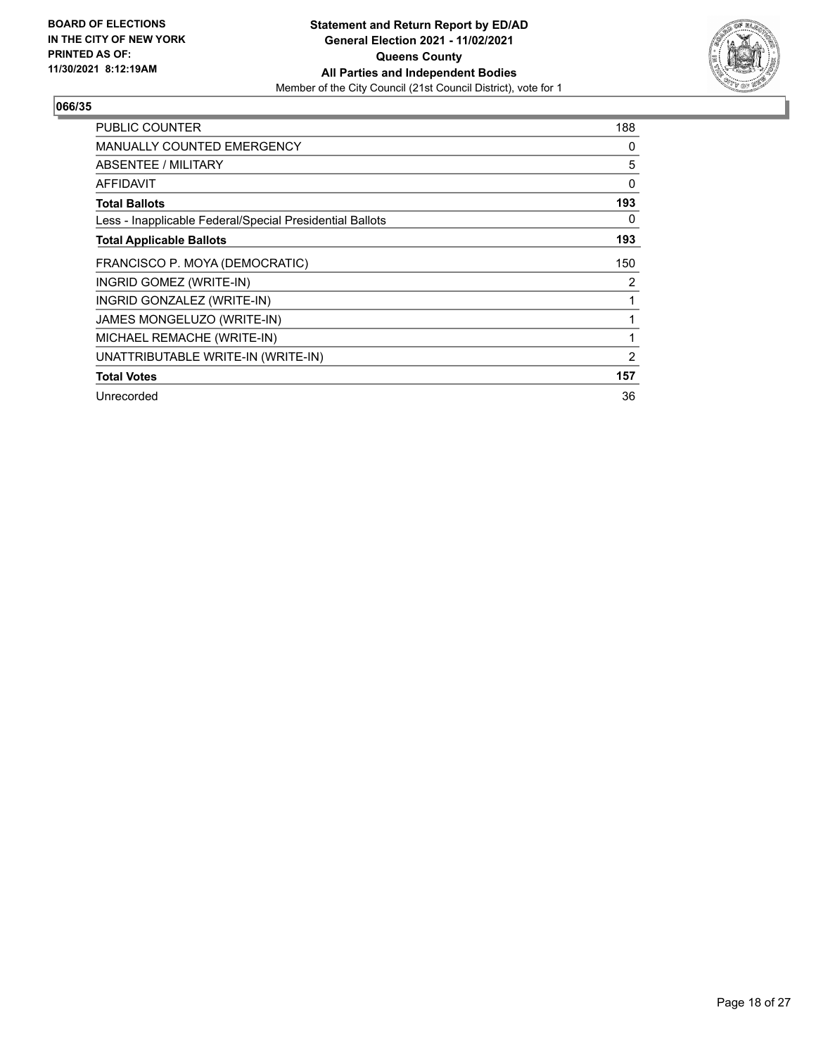**BOARD OF ELECTIONS IN THE CITY OF NEW YORK PRINTED AS OF: 11/30/2021 8:12:19AM**

**Statement and Return Report by ED/AD General Election 2021 - 11/02/2021 Queens County All Parties and Independent Bodies**

Member of the City Council (21st Council District), vote for 1

**066/35**

| | |
|---|---|
| PUBLIC COUNTER | 188 |
| MANUALLY COUNTED EMERGENCY | 0 |
| ABSENTEE / MILITARY | 5 |
| AFFIDAVIT | 0 |
| **Total Ballots** | **193** |
| Less - Inapplicable Federal/Special Presidential Ballots | 0 |
| **Total Applicable Ballots** | **193** |
| FRANCISCO P. MOYA (DEMOCRATIC) | 150 |
| INGRID GOMEZ (WRITE-IN) | 2 |
| INGRID GONZALEZ (WRITE-IN) | 1 |
| JAMES MONGELUZO (WRITE-IN) | 1 |
| MICHAEL REMACHE (WRITE-IN) | 1 |
| UNATTRIBUTABLE WRITE-IN (WRITE-IN) | 2 |
| **Total Votes** | **157** |
| Unrecorded | 36 |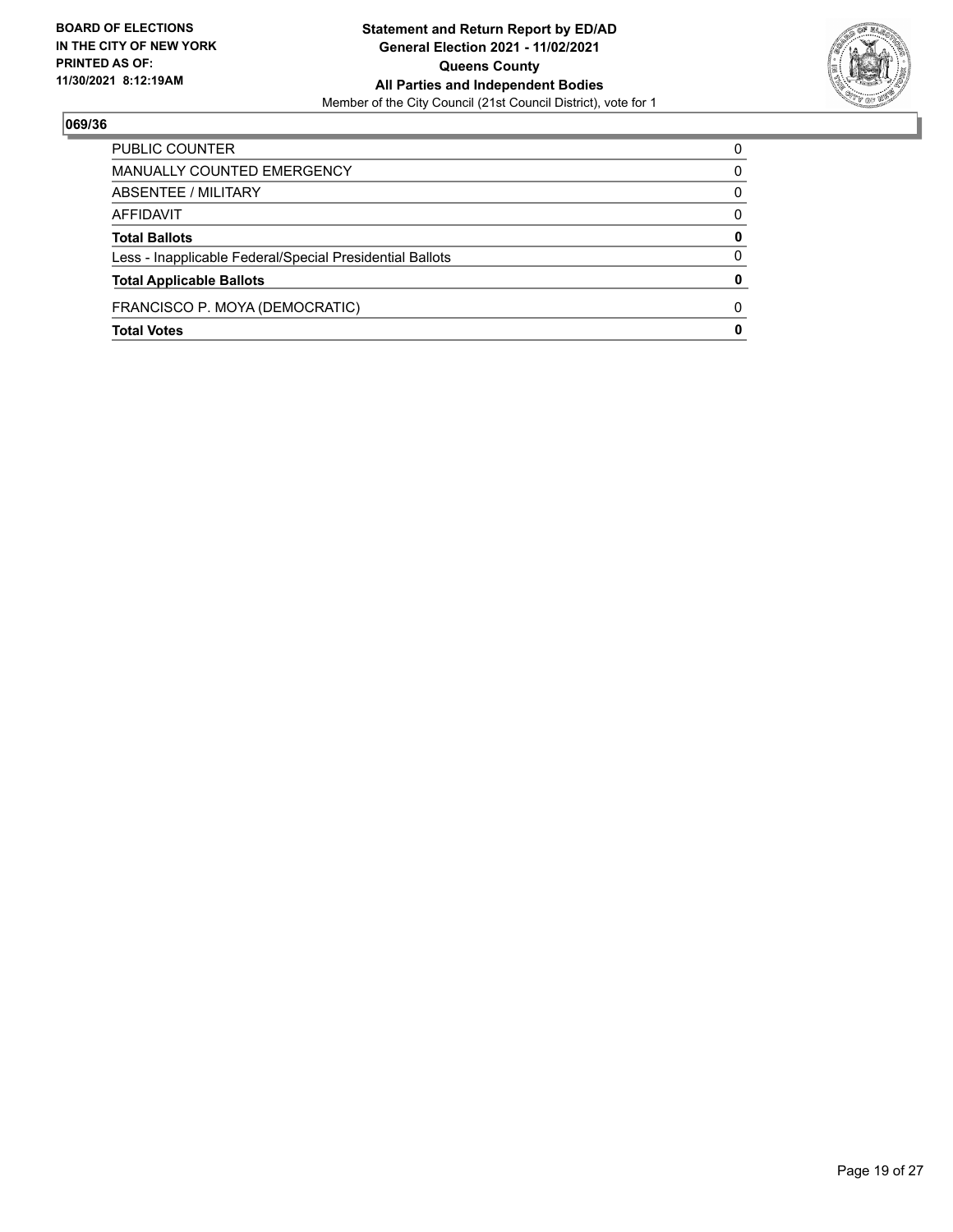BOARD OF ELECTIONS
IN THE CITY OF NEW YORK
PRINTED AS OF:
11/30/2021 8:12:19AM

**Statement and Return Report by ED/AD**
**General Election 2021 - 11/02/2021**
**Queens County**
**All Parties and Independent Bodies**
Member of the City Council (21st Council District), vote for 1

## 069/36

| | |
|---|---|
| PUBLIC COUNTER | 0 |
| MANUALLY COUNTED EMERGENCY | 0 |
| ABSENTEE / MILITARY | 0 |
| AFFIDAVIT | 0 |
| **Total Ballots** | **0** |
| Less - Inapplicable Federal/Special Presidential Ballots | 0 |
| **Total Applicable Ballots** | **0** |
| FRANCISCO P. MOYA (DEMOCRATIC) | 0 |
| **Total Votes** | **0** |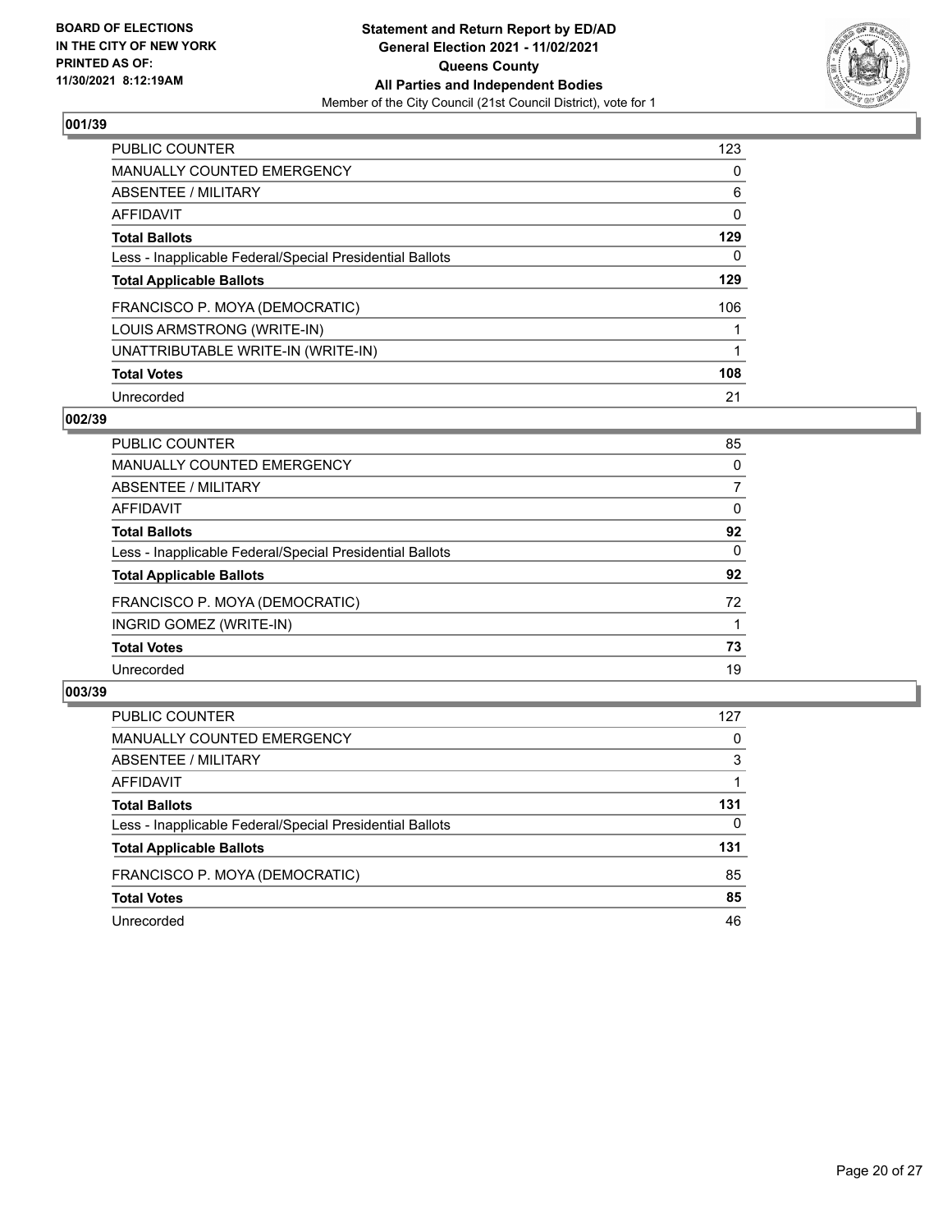BOARD OF ELECTIONS
IN THE CITY OF NEW YORK
PRINTED AS OF:
11/30/2021 8:12:19AM

**Statement and Return Report by ED/AD**
**General Election 2021 - 11/02/2021**
**Queens County**
**All Parties and Independent Bodies**
Member of the City Council (21st Council District), vote for 1

## 001/39

| | |
|---|---|
| PUBLIC COUNTER | 123 |
| MANUALLY COUNTED EMERGENCY | 0 |
| ABSENTEE / MILITARY | 6 |
| AFFIDAVIT | 0 |
| **Total Ballots** | **129** |
| Less - Inapplicable Federal/Special Presidential Ballots | 0 |
| **Total Applicable Ballots** | **129** |
| FRANCISCO P. MOYA (DEMOCRATIC) | 106 |
| LOUIS ARMSTRONG (WRITE-IN) | 1 |
| UNATTRIBUTABLE WRITE-IN (WRITE-IN) | 1 |
| **Total Votes** | **108** |
| Unrecorded | 21 |

## 002/39

| | |
|---|---|
| PUBLIC COUNTER | 85 |
| MANUALLY COUNTED EMERGENCY | 0 |
| ABSENTEE / MILITARY | 7 |
| AFFIDAVIT | 0 |
| **Total Ballots** | **92** |
| Less - Inapplicable Federal/Special Presidential Ballots | 0 |
| **Total Applicable Ballots** | **92** |
| FRANCISCO P. MOYA (DEMOCRATIC) | 72 |
| INGRID GOMEZ (WRITE-IN) | 1 |
| **Total Votes** | **73** |
| Unrecorded | 19 |

## 003/39

| | |
|---|---|
| PUBLIC COUNTER | 127 |
| MANUALLY COUNTED EMERGENCY | 0 |
| ABSENTEE / MILITARY | 3 |
| AFFIDAVIT | 1 |
| **Total Ballots** | **131** |
| Less - Inapplicable Federal/Special Presidential Ballots | 0 |
| **Total Applicable Ballots** | **131** |
| FRANCISCO P. MOYA (DEMOCRATIC) | 85 |
| **Total Votes** | **85** |
| Unrecorded | 46 |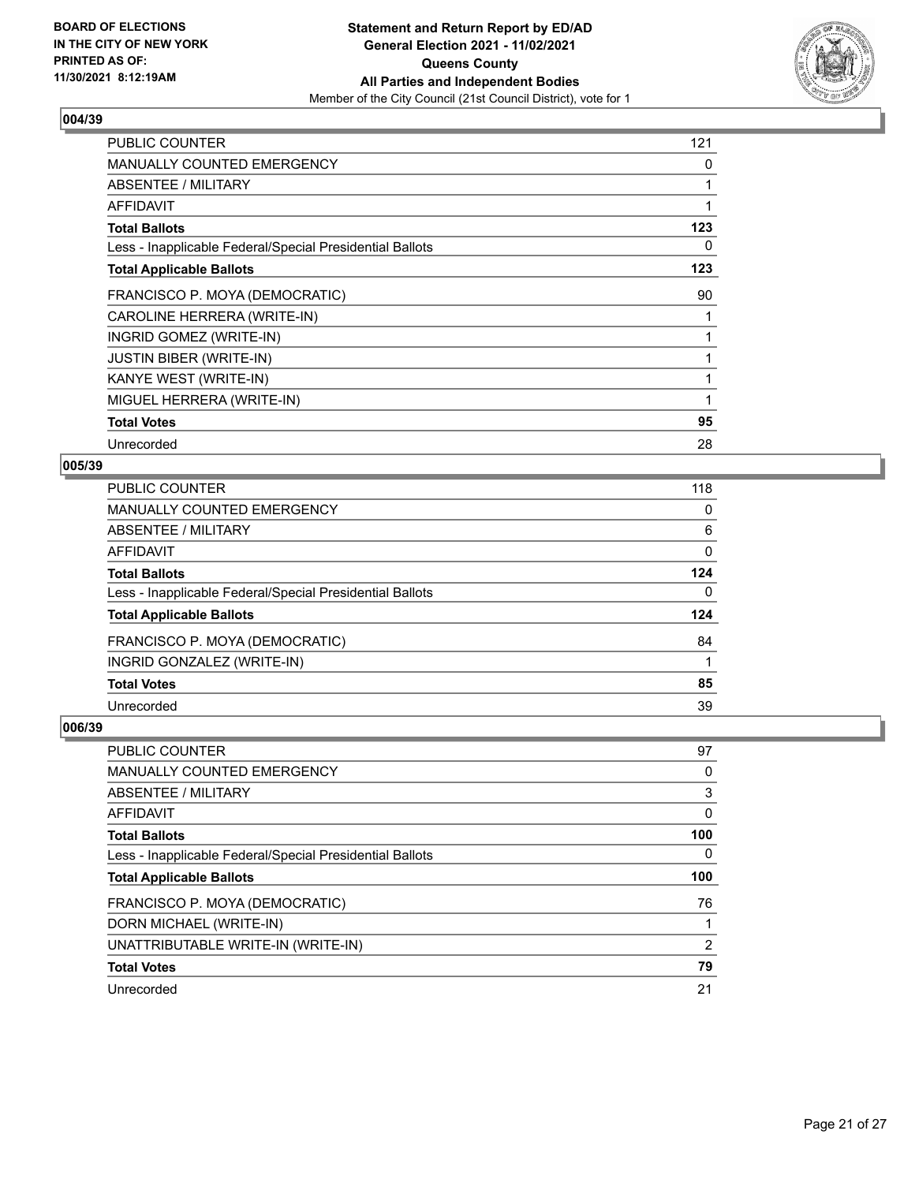## 004/39

| | |
|---|---|
| PUBLIC COUNTER | 121 |
| MANUALLY COUNTED EMERGENCY | 0 |
| ABSENTEE / MILITARY | 1 |
| AFFIDAVIT | 1 |
| **Total Ballots** | **123** |
| Less - Inapplicable Federal/Special Presidential Ballots | 0 |
| **Total Applicable Ballots** | **123** |
| FRANCISCO P. MOYA (DEMOCRATIC) | 90 |
| CAROLINE HERRERA (WRITE-IN) | 1 |
| INGRID GOMEZ (WRITE-IN) | 1 |
| JUSTIN BIBER (WRITE-IN) | 1 |
| KANYE WEST (WRITE-IN) | 1 |
| MIGUEL HERRERA (WRITE-IN) | 1 |
| **Total Votes** | **95** |
| Unrecorded | 28 |

## 005/39

| | |
|---|---|
| PUBLIC COUNTER | 118 |
| MANUALLY COUNTED EMERGENCY | 0 |
| ABSENTEE / MILITARY | 6 |
| AFFIDAVIT | 0 |
| **Total Ballots** | **124** |
| Less - Inapplicable Federal/Special Presidential Ballots | 0 |
| **Total Applicable Ballots** | **124** |
| FRANCISCO P. MOYA (DEMOCRATIC) | 84 |
| INGRID GONZALEZ (WRITE-IN) | 1 |
| **Total Votes** | **85** |
| Unrecorded | 39 |

## 006/39

| | |
|---|---|
| PUBLIC COUNTER | 97 |
| MANUALLY COUNTED EMERGENCY | 0 |
| ABSENTEE / MILITARY | 3 |
| AFFIDAVIT | 0 |
| **Total Ballots** | **100** |
| Less - Inapplicable Federal/Special Presidential Ballots | 0 |
| **Total Applicable Ballots** | **100** |
| FRANCISCO P. MOYA (DEMOCRATIC) | 76 |
| DORN MICHAEL (WRITE-IN) | 1 |
| UNATTRIBUTABLE WRITE-IN (WRITE-IN) | 2 |
| **Total Votes** | **79** |
| Unrecorded | 21 |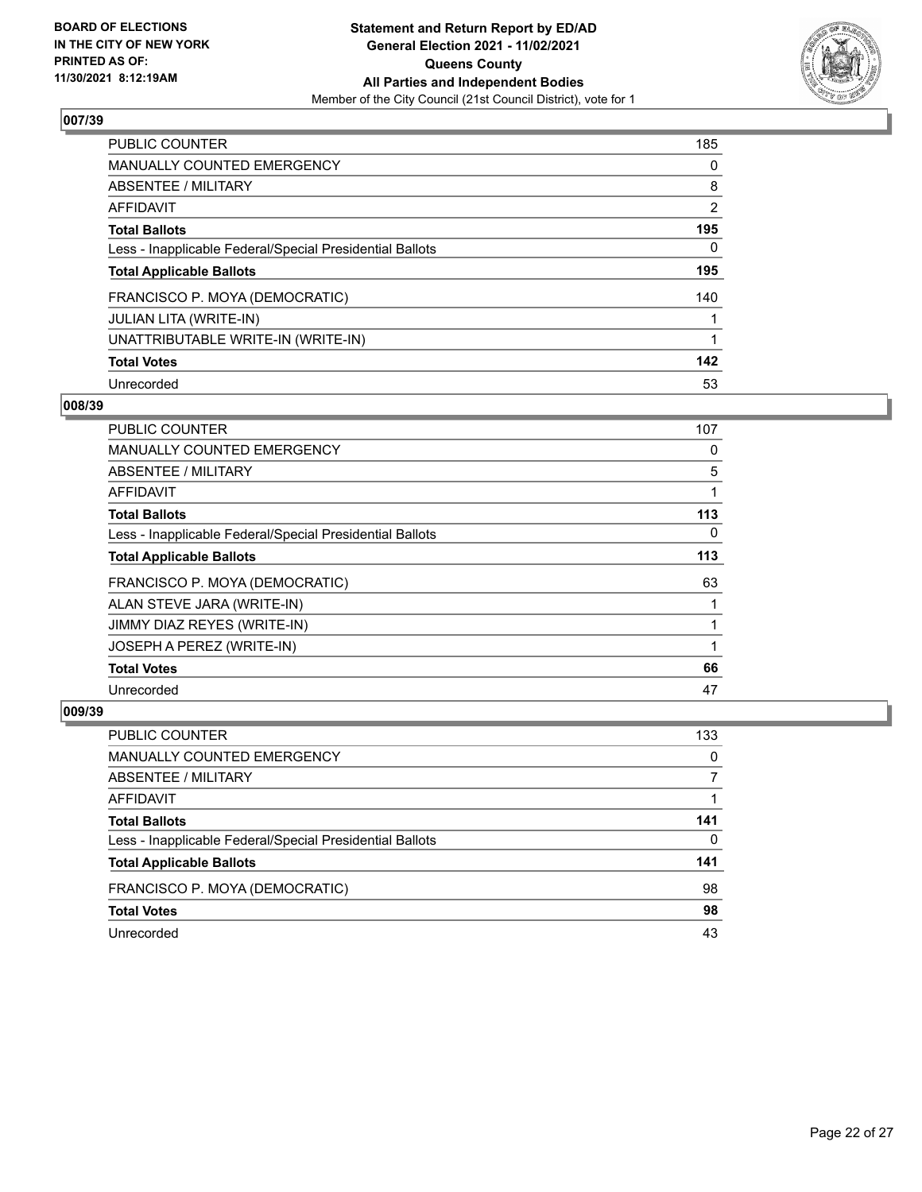BOARD OF ELECTIONS
IN THE CITY OF NEW YORK
PRINTED AS OF:
11/30/2021 8:12:19AM

**Statement and Return Report by ED/AD**
**General Election 2021 - 11/02/2021**
**Queens County**
**All Parties and Independent Bodies**
Member of the City Council (21st Council District), vote for 1

## 007/39

| | |
|---|---|
| PUBLIC COUNTER | 185 |
| MANUALLY COUNTED EMERGENCY | 0 |
| ABSENTEE / MILITARY | 8 |
| AFFIDAVIT | 2 |
| **Total Ballots** | **195** |
| Less - Inapplicable Federal/Special Presidential Ballots | 0 |
| **Total Applicable Ballots** | **195** |
| FRANCISCO P. MOYA (DEMOCRATIC) | 140 |
| JULIAN LITA (WRITE-IN) | 1 |
| UNATTRIBUTABLE WRITE-IN (WRITE-IN) | 1 |
| **Total Votes** | **142** |
| Unrecorded | 53 |

## 008/39

| | |
|---|---|
| PUBLIC COUNTER | 107 |
| MANUALLY COUNTED EMERGENCY | 0 |
| ABSENTEE / MILITARY | 5 |
| AFFIDAVIT | 1 |
| **Total Ballots** | **113** |
| Less - Inapplicable Federal/Special Presidential Ballots | 0 |
| **Total Applicable Ballots** | **113** |
| FRANCISCO P. MOYA (DEMOCRATIC) | 63 |
| ALAN STEVE JARA (WRITE-IN) | 1 |
| JIMMY DIAZ REYES (WRITE-IN) | 1 |
| JOSEPH A PEREZ (WRITE-IN) | 1 |
| **Total Votes** | **66** |
| Unrecorded | 47 |

## 009/39

| | |
|---|---|
| PUBLIC COUNTER | 133 |
| MANUALLY COUNTED EMERGENCY | 0 |
| ABSENTEE / MILITARY | 7 |
| AFFIDAVIT | 1 |
| **Total Ballots** | **141** |
| Less - Inapplicable Federal/Special Presidential Ballots | 0 |
| **Total Applicable Ballots** | **141** |
| FRANCISCO P. MOYA (DEMOCRATIC) | 98 |
| **Total Votes** | **98** |
| Unrecorded | 43 |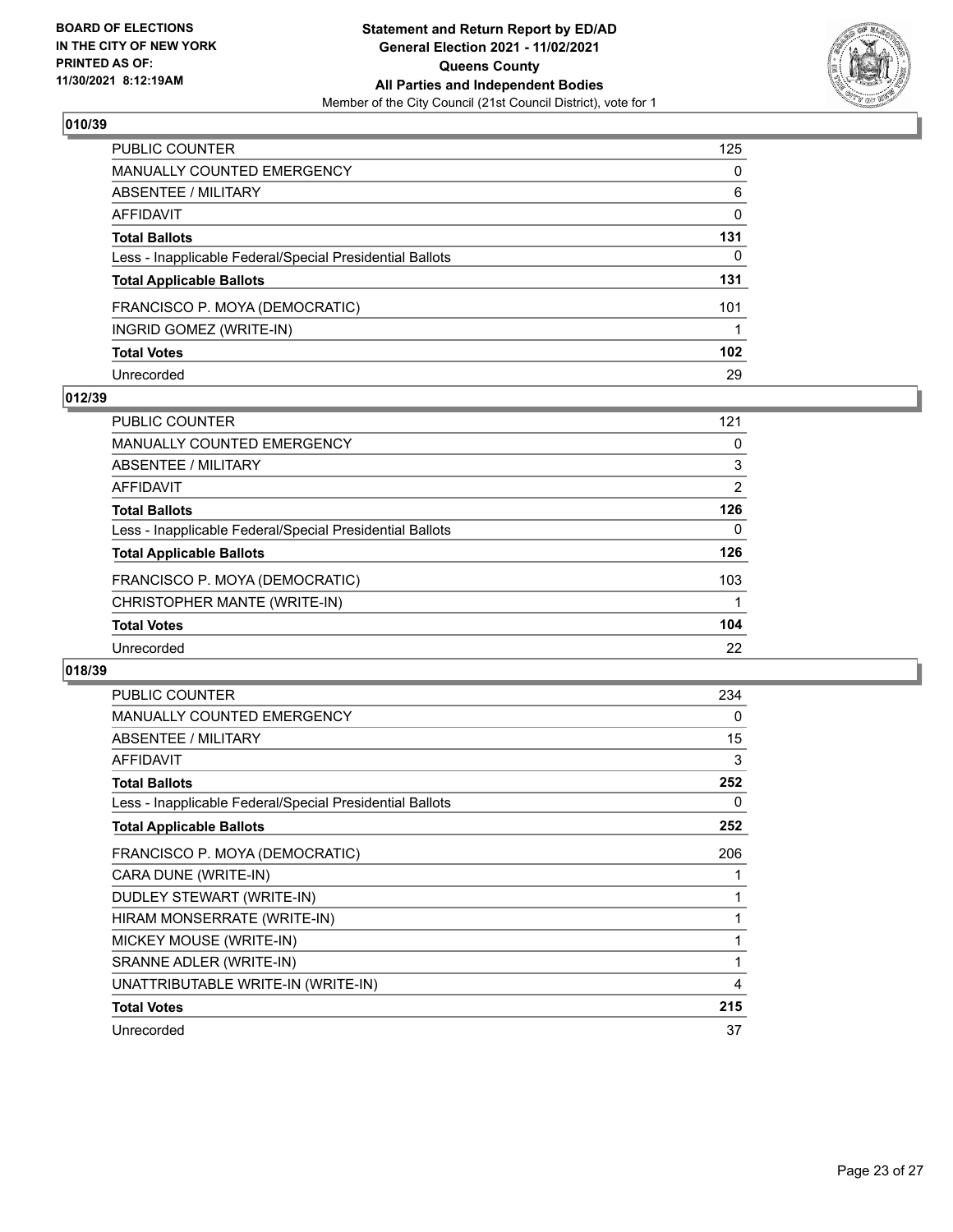**BOARD OF ELECTIONS IN THE CITY OF NEW YORK PRINTED AS OF: 11/30/2021 8:12:19AM**

**Statement and Return Report by ED/AD**
**General Election 2021 - 11/02/2021**
**Queens County**
**All Parties and Independent Bodies**
Member of the City Council (21st Council District), vote for 1

### 010/39

| | |
|---|---|
| PUBLIC COUNTER | 125 |
| MANUALLY COUNTED EMERGENCY | 0 |
| ABSENTEE / MILITARY | 6 |
| AFFIDAVIT | 0 |
| **Total Ballots** | **131** |
| Less - Inapplicable Federal/Special Presidential Ballots | 0 |
| **Total Applicable Ballots** | **131** |
| FRANCISCO P. MOYA (DEMOCRATIC) | 101 |
| INGRID GOMEZ (WRITE-IN) | 1 |
| **Total Votes** | **102** |
| Unrecorded | 29 |

### 012/39

| | |
|---|---|
| PUBLIC COUNTER | 121 |
| MANUALLY COUNTED EMERGENCY | 0 |
| ABSENTEE / MILITARY | 3 |
| AFFIDAVIT | 2 |
| **Total Ballots** | **126** |
| Less - Inapplicable Federal/Special Presidential Ballots | 0 |
| **Total Applicable Ballots** | **126** |
| FRANCISCO P. MOYA (DEMOCRATIC) | 103 |
| CHRISTOPHER MANTE (WRITE-IN) | 1 |
| **Total Votes** | **104** |
| Unrecorded | 22 |

### 018/39

| | |
|---|---|
| PUBLIC COUNTER | 234 |
| MANUALLY COUNTED EMERGENCY | 0 |
| ABSENTEE / MILITARY | 15 |
| AFFIDAVIT | 3 |
| **Total Ballots** | **252** |
| Less - Inapplicable Federal/Special Presidential Ballots | 0 |
| **Total Applicable Ballots** | **252** |
| FRANCISCO P. MOYA (DEMOCRATIC) | 206 |
| CARA DUNE (WRITE-IN) | 1 |
| DUDLEY STEWART (WRITE-IN) | 1 |
| HIRAM MONSERRATE (WRITE-IN) | 1 |
| MICKEY MOUSE (WRITE-IN) | 1 |
| SRANNE ADLER (WRITE-IN) | 1 |
| UNATTRIBUTABLE WRITE-IN (WRITE-IN) | 4 |
| **Total Votes** | **215** |
| Unrecorded | 37 |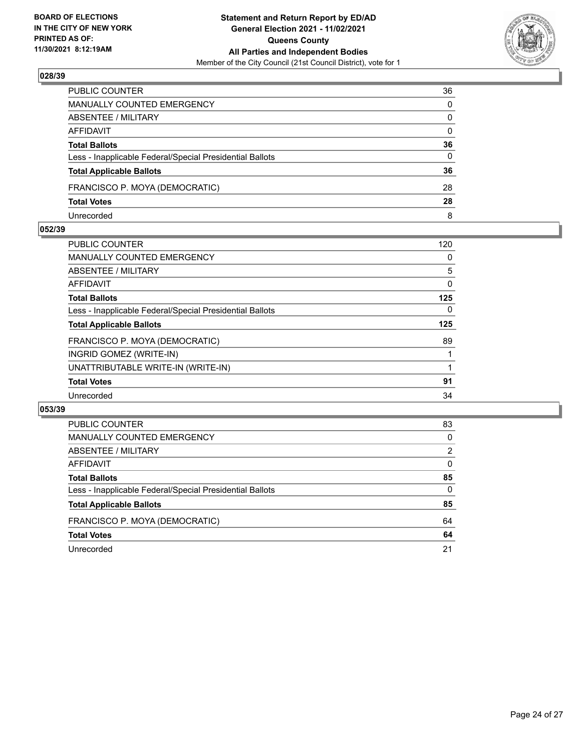**BOARD OF ELECTIONS IN THE CITY OF NEW YORK PRINTED AS OF: 11/30/2021 8:12:19AM**

**Statement and Return Report by ED/AD General Election 2021 - 11/02/2021 Queens County All Parties and Independent Bodies**
Member of the City Council (21st Council District), vote for 1

### 028/39

| | |
|---|---|
| PUBLIC COUNTER | 36 |
| MANUALLY COUNTED EMERGENCY | 0 |
| ABSENTEE / MILITARY | 0 |
| AFFIDAVIT | 0 |
| **Total Ballots** | **36** |
| Less - Inapplicable Federal/Special Presidential Ballots | 0 |
| **Total Applicable Ballots** | **36** |
| FRANCISCO P. MOYA (DEMOCRATIC) | 28 |
| **Total Votes** | **28** |
| Unrecorded | 8 |

### 052/39

| | |
|---|---|
| PUBLIC COUNTER | 120 |
| MANUALLY COUNTED EMERGENCY | 0 |
| ABSENTEE / MILITARY | 5 |
| AFFIDAVIT | 0 |
| **Total Ballots** | **125** |
| Less - Inapplicable Federal/Special Presidential Ballots | 0 |
| **Total Applicable Ballots** | **125** |
| FRANCISCO P. MOYA (DEMOCRATIC) | 89 |
| INGRID GOMEZ (WRITE-IN) | 1 |
| UNATTRIBUTABLE WRITE-IN (WRITE-IN) | 1 |
| **Total Votes** | **91** |
| Unrecorded | 34 |

### 053/39

| | |
|---|---|
| PUBLIC COUNTER | 83 |
| MANUALLY COUNTED EMERGENCY | 0 |
| ABSENTEE / MILITARY | 2 |
| AFFIDAVIT | 0 |
| **Total Ballots** | **85** |
| Less - Inapplicable Federal/Special Presidential Ballots | 0 |
| **Total Applicable Ballots** | **85** |
| FRANCISCO P. MOYA (DEMOCRATIC) | 64 |
| **Total Votes** | **64** |
| Unrecorded | 21 |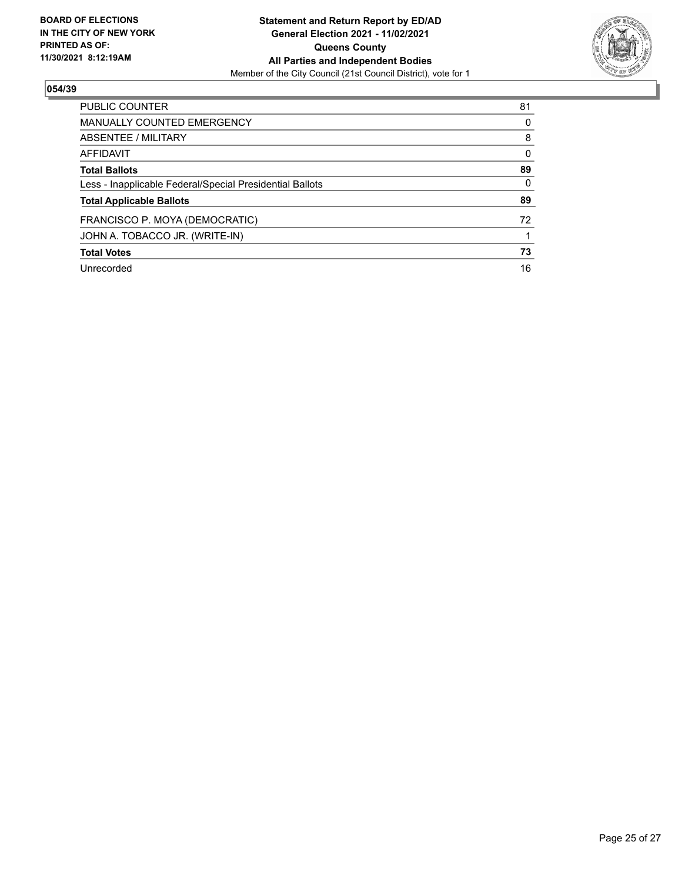**BOARD OF ELECTIONS IN THE CITY OF NEW YORK PRINTED AS OF: 11/30/2021 8:12:19AM**

**Statement and Return Report by ED/AD General Election 2021 - 11/02/2021 Queens County All Parties and Independent Bodies**

Member of the City Council (21st Council District), vote for 1

## 054/39

| | |
|---|---|
| PUBLIC COUNTER | 81 |
| MANUALLY COUNTED EMERGENCY | 0 |
| ABSENTEE / MILITARY | 8 |
| AFFIDAVIT | 0 |
| **Total Ballots** | **89** |
| Less - Inapplicable Federal/Special Presidential Ballots | 0 |
| **Total Applicable Ballots** | **89** |
| FRANCISCO P. MOYA (DEMOCRATIC) | 72 |
| JOHN A. TOBACCO JR. (WRITE-IN) | 1 |
| **Total Votes** | **73** |
| Unrecorded | 16 |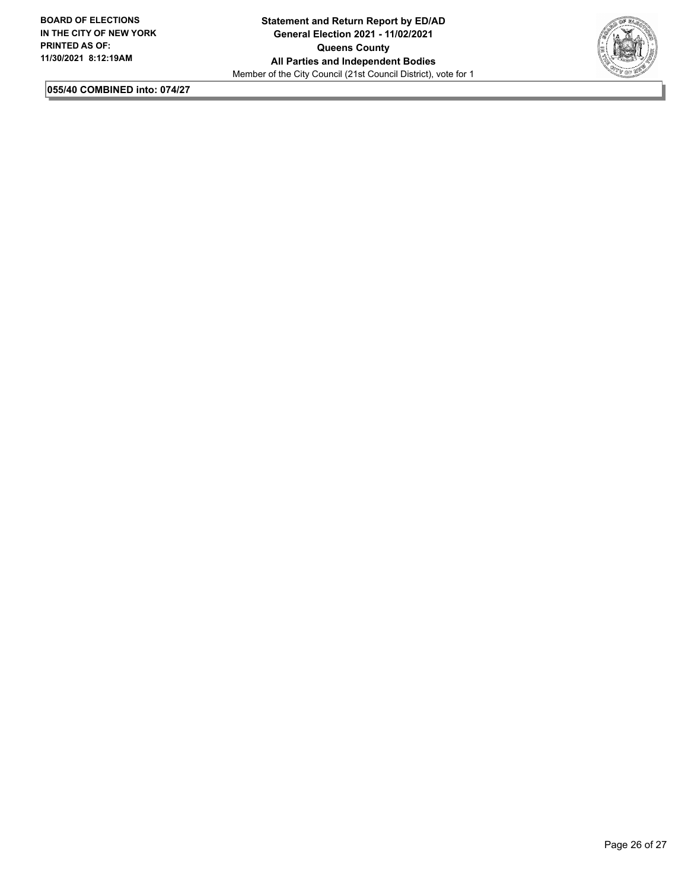**055/40 COMBINED into: 074/27**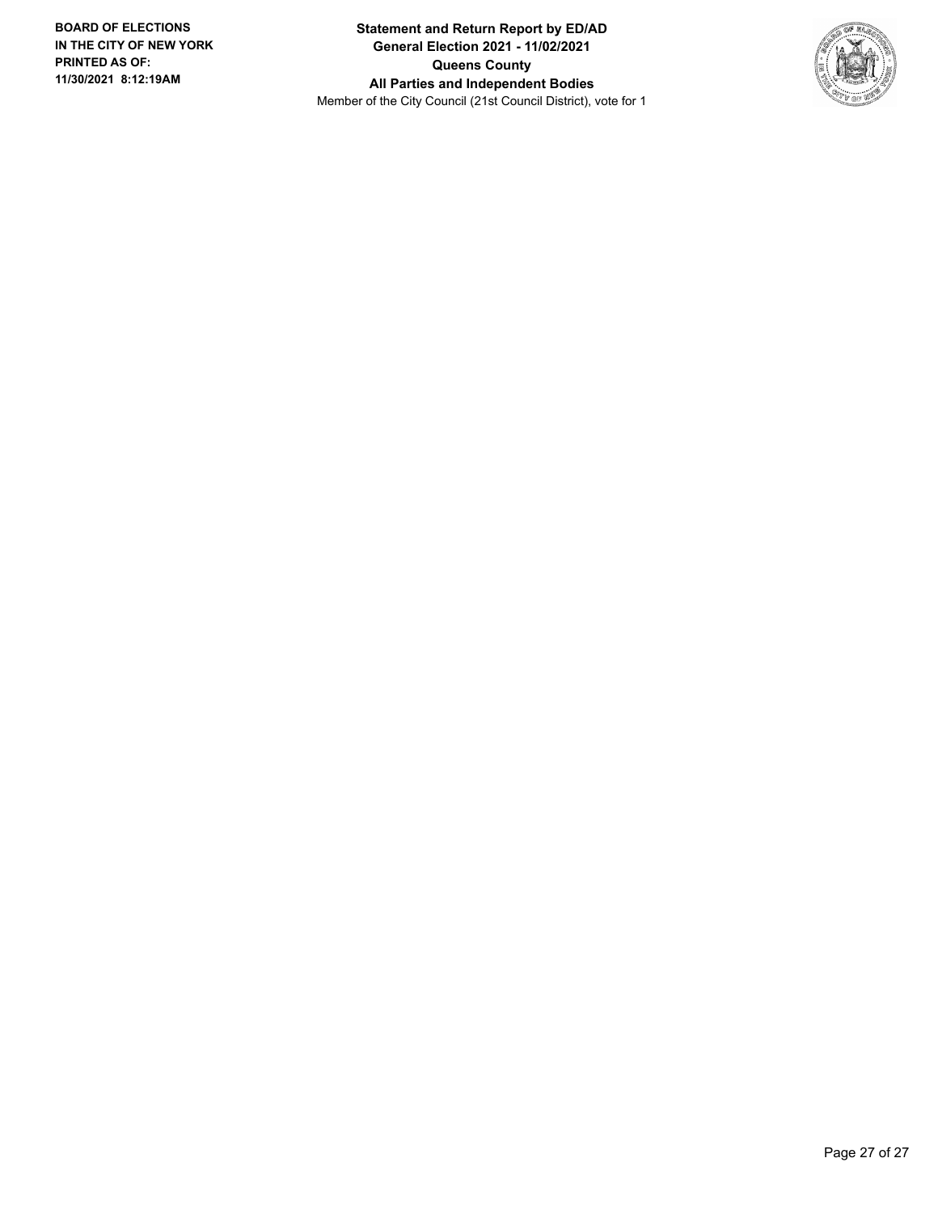**BOARD OF ELECTIONS IN THE CITY OF NEW YORK PRINTED AS OF: 11/30/2021 8:12:19AM**

**Statement and Return Report by ED/AD**
**General Election 2021 - 11/02/2021**
**Queens County**
**All Parties and Independent Bodies**
Member of the City Council (21st Council District), vote for 1